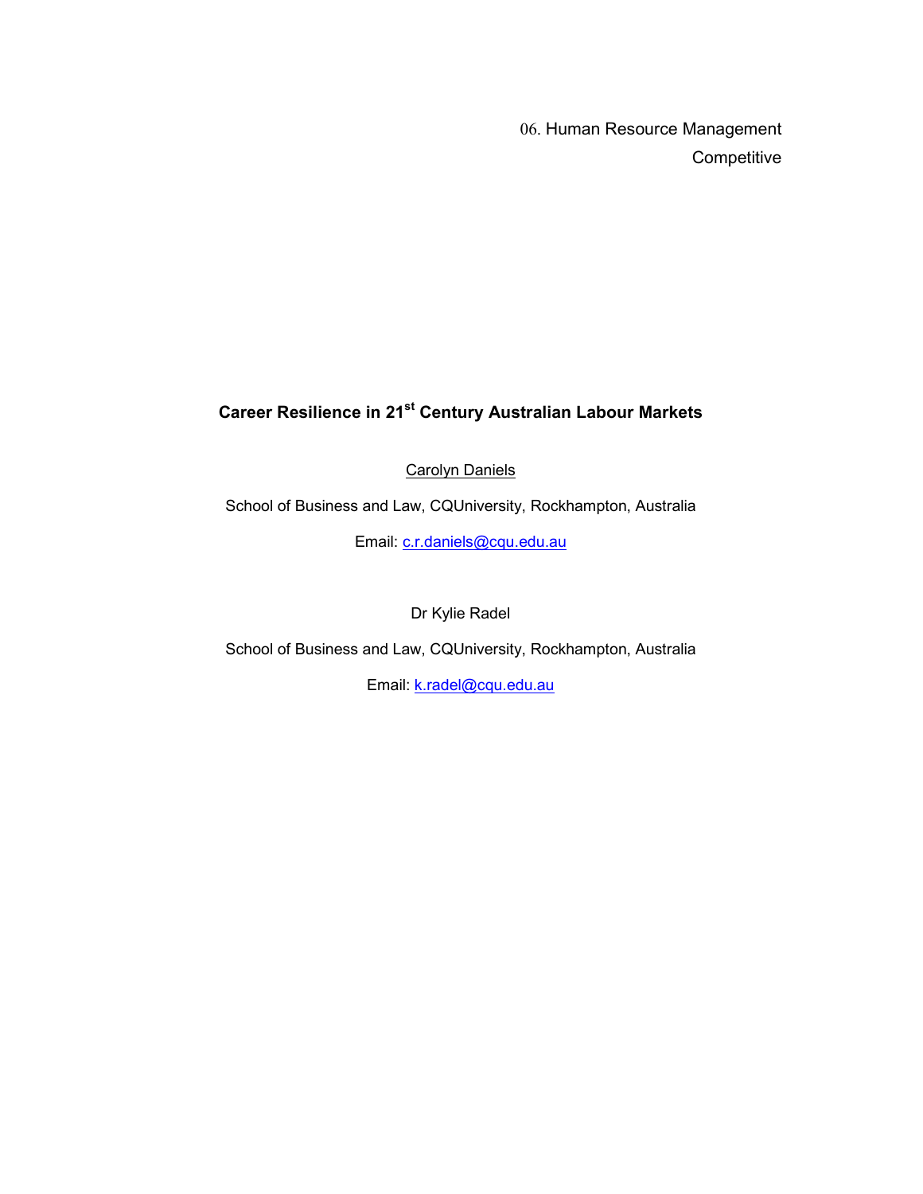06. Human Resource Management

Competitive

# Career Resilience in 21st Century Australian Labour Markets

<u>Carolyn Daniels</u>

School of Business and Law, CQUniversity, Rockhampton, Australia

Email: c.r.daniels@cqu.edu.au

Dr Kylie Radel

School of Business and Law, CQUniversity, Rockhampton, Australia

Email: k.radel@cqu.edu.au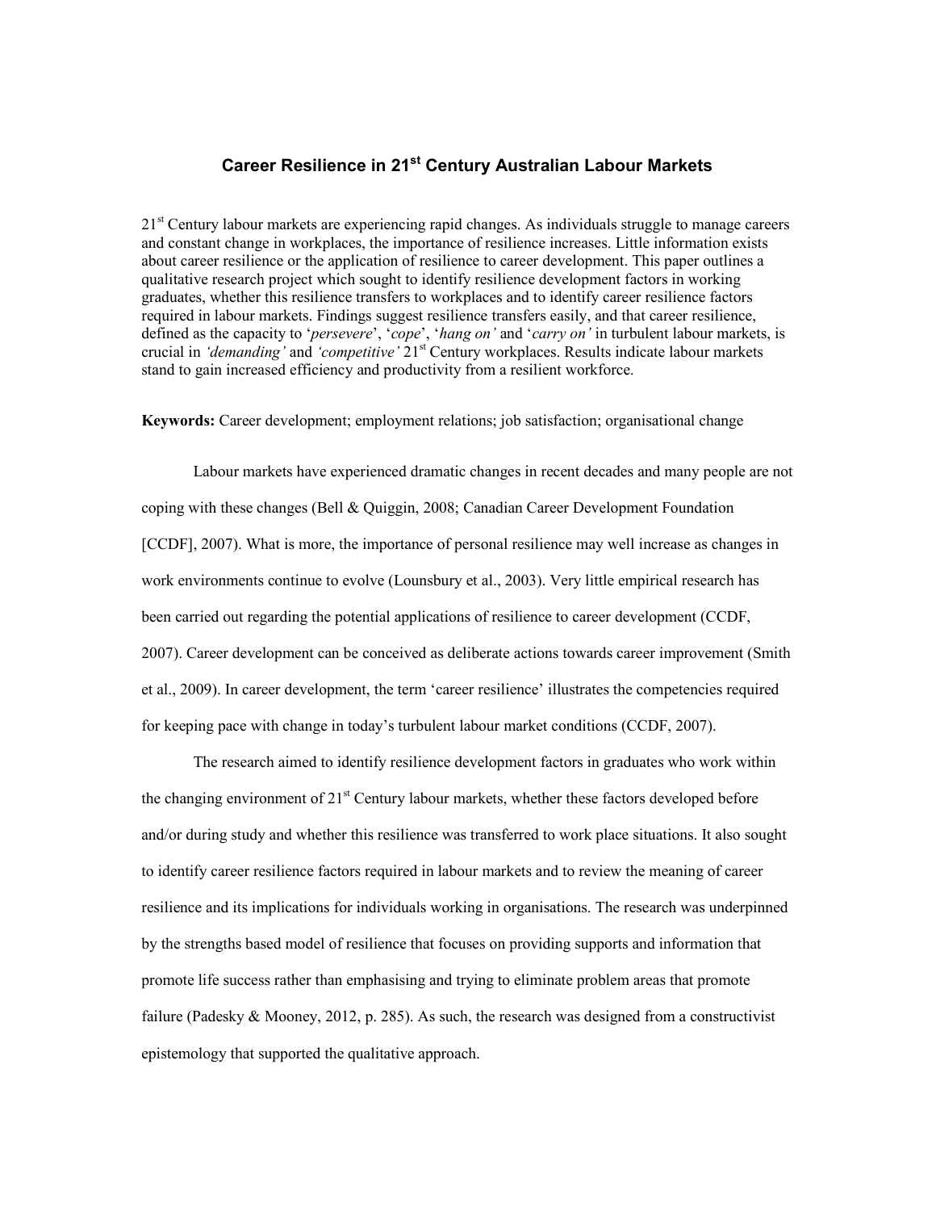# Career Resilience in 21st Century Australian Labour Markets

21st Century labour markets are experiencing rapid changes. As individuals struggle to manage careers and constant change in workplaces, the importance of resilience increases. Little information exists about career resilience or the application of resilience to career development. This paper outlines a qualitative research project which sought to identify resilience development factors in working graduates, whether this resilience transfers to workplaces and to identify career resilience factors required in labour markets. Findings suggest resilience transfers easily, and that career resilience, defined as the capacity to '*persevere*', '*cope*', '*hang on'* and '*carry on'* in turbulent labour markets, is crucial in *'demanding'* and *'competitive'* 21st Century workplaces. Results indicate labour markets stand to gain increased efficiency and productivity from a resilient workforce.

**Keywords:** Career development; employment relations; job satisfaction; organisational change

Labour markets have experienced dramatic changes in recent decades and many people are not coping with these changes (Bell & Quiggin, 2008; Canadian Career Development Foundation [CCDF], 2007). What is more, the importance of personal resilience may well increase as changes in work environments continue to evolve (Lounsbury et al., 2003). Very little empirical research has been carried out regarding the potential applications of resilience to career development (CCDF, 2007). Career development can be conceived as deliberate actions towards career improvement (Smith et al., 2009). In career development, the term 'career resilience' illustrates the competencies required for keeping pace with change in today's turbulent labour market conditions (CCDF, 2007).

The research aimed to identify resilience development factors in graduates who work within the changing environment of 21st Century labour markets, whether these factors developed before and/or during study and whether this resilience was transferred to work place situations. It also sought to identify career resilience factors required in labour markets and to review the meaning of career resilience and its implications for individuals working in organisations. The research was underpinned by the strengths based model of resilience that focuses on providing supports and information that promote life success rather than emphasising and trying to eliminate problem areas that promote failure (Padesky & Mooney, 2012, p. 285). As such, the research was designed from a constructivist epistemology that supported the qualitative approach.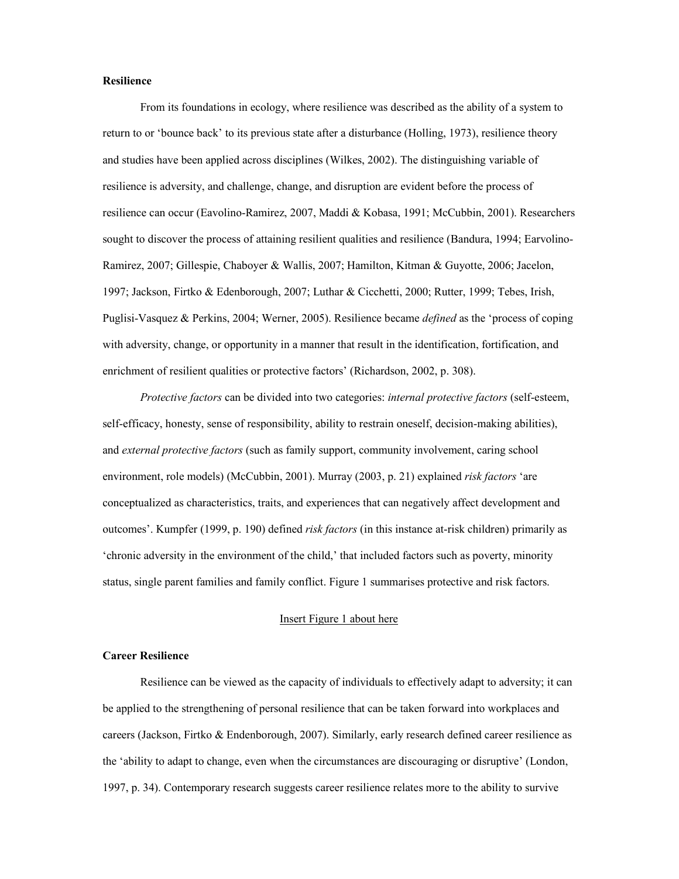## Resilience

From its foundations in ecology, where resilience was described as the ability of a system to return to or 'bounce back' to its previous state after a disturbance (Holling, 1973), resilience theory and studies have been applied across disciplines (Wilkes, 2002). The distinguishing variable of resilience is adversity, and challenge, change, and disruption are evident before the process of resilience can occur (Eavolino-Ramirez, 2007, Maddi & Kobasa, 1991; McCubbin, 2001). Researchers sought to discover the process of attaining resilient qualities and resilience (Bandura, 1994; Earvolino-Ramirez, 2007; Gillespie, Chaboyer & Wallis, 2007; Hamilton, Kitman & Guyotte, 2006; Jacelon, 1997; Jackson, Firtko & Edenborough, 2007; Luthar & Cicchetti, 2000; Rutter, 1999; Tebes, Irish, Puglisi-Vasquez & Perkins, 2004; Werner, 2005). Resilience became *defined* as the 'process of coping with adversity, change, or opportunity in a manner that result in the identification, fortification, and enrichment of resilient qualities or protective factors' (Richardson, 2002, p. 308).

*Protective factors* can be divided into two categories: *internal protective factors* (self-esteem, self-efficacy, honesty, sense of responsibility, ability to restrain oneself, decision-making abilities), and *external protective factors* (such as family support, community involvement, caring school environment, role models) (McCubbin, 2001). Murray (2003, p. 21) explained *risk factors* 'are conceptualized as characteristics, traits, and experiences that can negatively affect development and outcomes'. Kumpfer (1999, p. 190) defined *risk factors* (in this instance at-risk children) primarily as 'chronic adversity in the environment of the child,' that included factors such as poverty, minority status, single parent families and family conflict. Figure 1 summarises protective and risk factors.

Insert Figure 1 about here

## Career Resilience

Resilience can be viewed as the capacity of individuals to effectively adapt to adversity; it can be applied to the strengthening of personal resilience that can be taken forward into workplaces and careers (Jackson, Firtko & Endenborough, 2007). Similarly, early research defined career resilience as the 'ability to adapt to change, even when the circumstances are discouraging or disruptive' (London, 1997, p. 34). Contemporary research suggests career resilience relates more to the ability to survive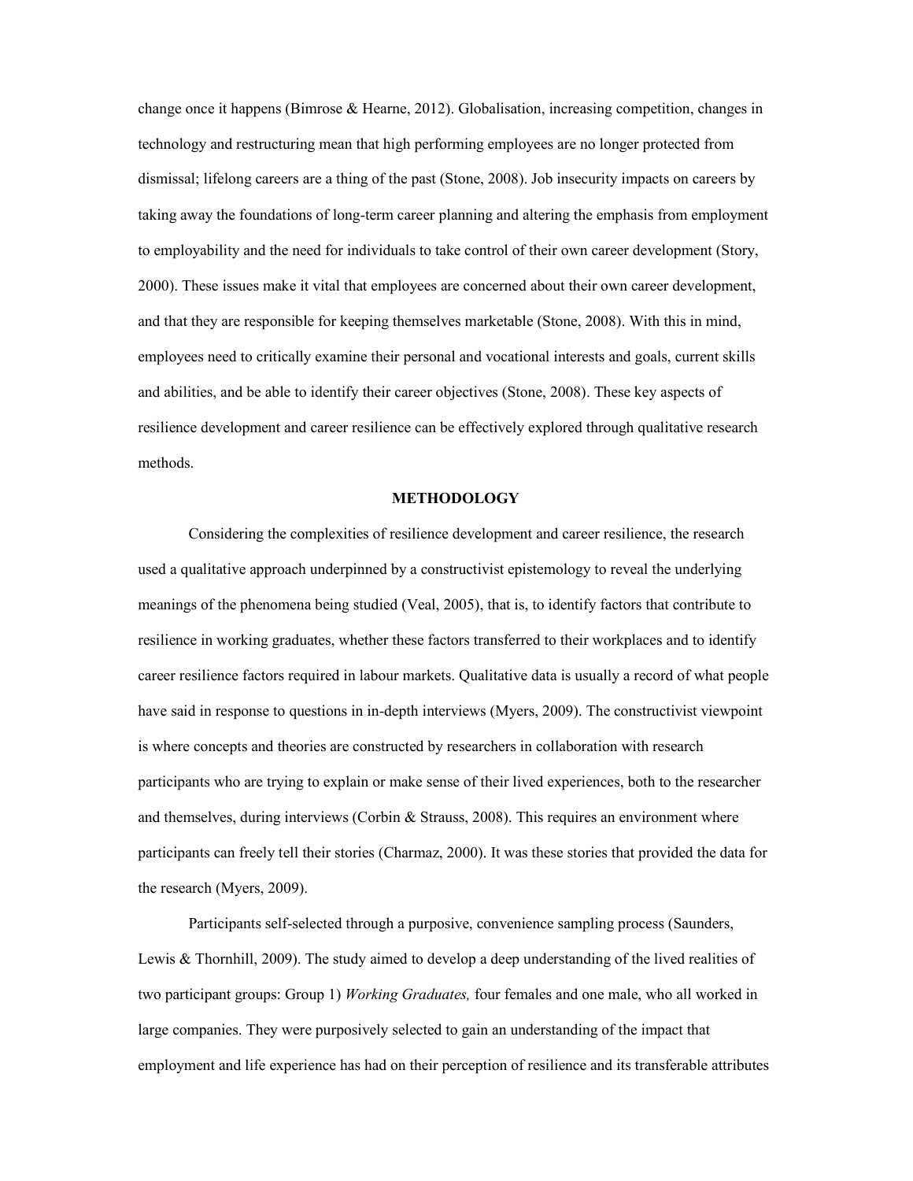change once it happens (Bimrose & Hearne, 2012). Globalisation, increasing competition, changes in technology and restructuring mean that high performing employees are no longer protected from dismissal; lifelong careers are a thing of the past (Stone, 2008). Job insecurity impacts on careers by taking away the foundations of long-term career planning and altering the emphasis from employment to employability and the need for individuals to take control of their own career development (Story, 2000). These issues make it vital that employees are concerned about their own career development, and that they are responsible for keeping themselves marketable (Stone, 2008). With this in mind, employees need to critically examine their personal and vocational interests and goals, current skills and abilities, and be able to identify their career objectives (Stone, 2008). These key aspects of resilience development and career resilience can be effectively explored through qualitative research methods.

## METHODOLOGY

Considering the complexities of resilience development and career resilience, the research used a qualitative approach underpinned by a constructivist epistemology to reveal the underlying meanings of the phenomena being studied (Veal, 2005), that is, to identify factors that contribute to resilience in working graduates, whether these factors transferred to their workplaces and to identify career resilience factors required in labour markets. Qualitative data is usually a record of what people have said in response to questions in in-depth interviews (Myers, 2009). The constructivist viewpoint is where concepts and theories are constructed by researchers in collaboration with research participants who are trying to explain or make sense of their lived experiences, both to the researcher and themselves, during interviews (Corbin & Strauss, 2008). This requires an environment where participants can freely tell their stories (Charmaz, 2000). It was these stories that provided the data for the research (Myers, 2009).

Participants self-selected through a purposive, convenience sampling process (Saunders, Lewis & Thornhill, 2009). The study aimed to develop a deep understanding of the lived realities of two participant groups: Group 1) *Working Graduates,* four females and one male, who all worked in large companies. They were purposively selected to gain an understanding of the impact that employment and life experience has had on their perception of resilience and its transferable attributes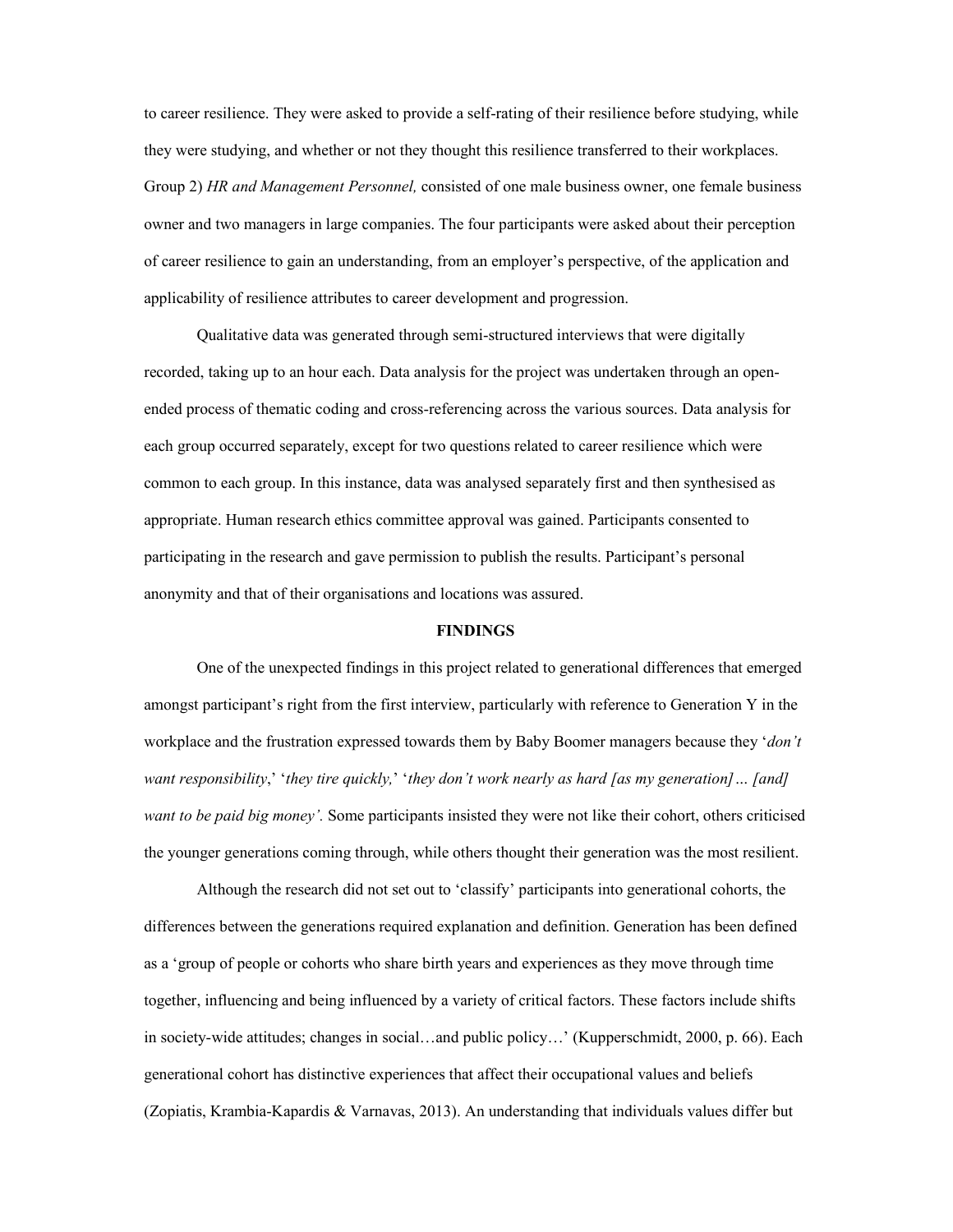to career resilience. They were asked to provide a self-rating of their resilience before studying, while they were studying, and whether or not they thought this resilience transferred to their workplaces. Group 2) *HR and Management Personnel,* consisted of one male business owner, one female business owner and two managers in large companies. The four participants were asked about their perception of career resilience to gain an understanding, from an employer's perspective, of the application and applicability of resilience attributes to career development and progression.

Qualitative data was generated through semi-structured interviews that were digitally recorded, taking up to an hour each. Data analysis for the project was undertaken through an open-ended process of thematic coding and cross-referencing across the various sources. Data analysis for each group occurred separately, except for two questions related to career resilience which were common to each group. In this instance, data was analysed separately first and then synthesised as appropriate. Human research ethics committee approval was gained. Participants consented to participating in the research and gave permission to publish the results. Participant's personal anonymity and that of their organisations and locations was assured.

## FINDINGS

One of the unexpected findings in this project related to generational differences that emerged amongst participant's right from the first interview, particularly with reference to Generation Y in the workplace and the frustration expressed towards them by Baby Boomer managers because they '*don't want responsibility*,' '*they tire quickly,*' '*they don't work nearly as hard [as my generation]… [and] want to be paid big money'.* Some participants insisted they were not like their cohort, others criticised the younger generations coming through, while others thought their generation was the most resilient.

Although the research did not set out to 'classify' participants into generational cohorts, the differences between the generations required explanation and definition. Generation has been defined as a 'group of people or cohorts who share birth years and experiences as they move through time together, influencing and being influenced by a variety of critical factors. These factors include shifts in society-wide attitudes; changes in social…and public policy…' (Kupperschmidt, 2000, p. 66). Each generational cohort has distinctive experiences that affect their occupational values and beliefs (Zopiatis, Krambia-Kapardis & Varnavas, 2013). An understanding that individuals values differ but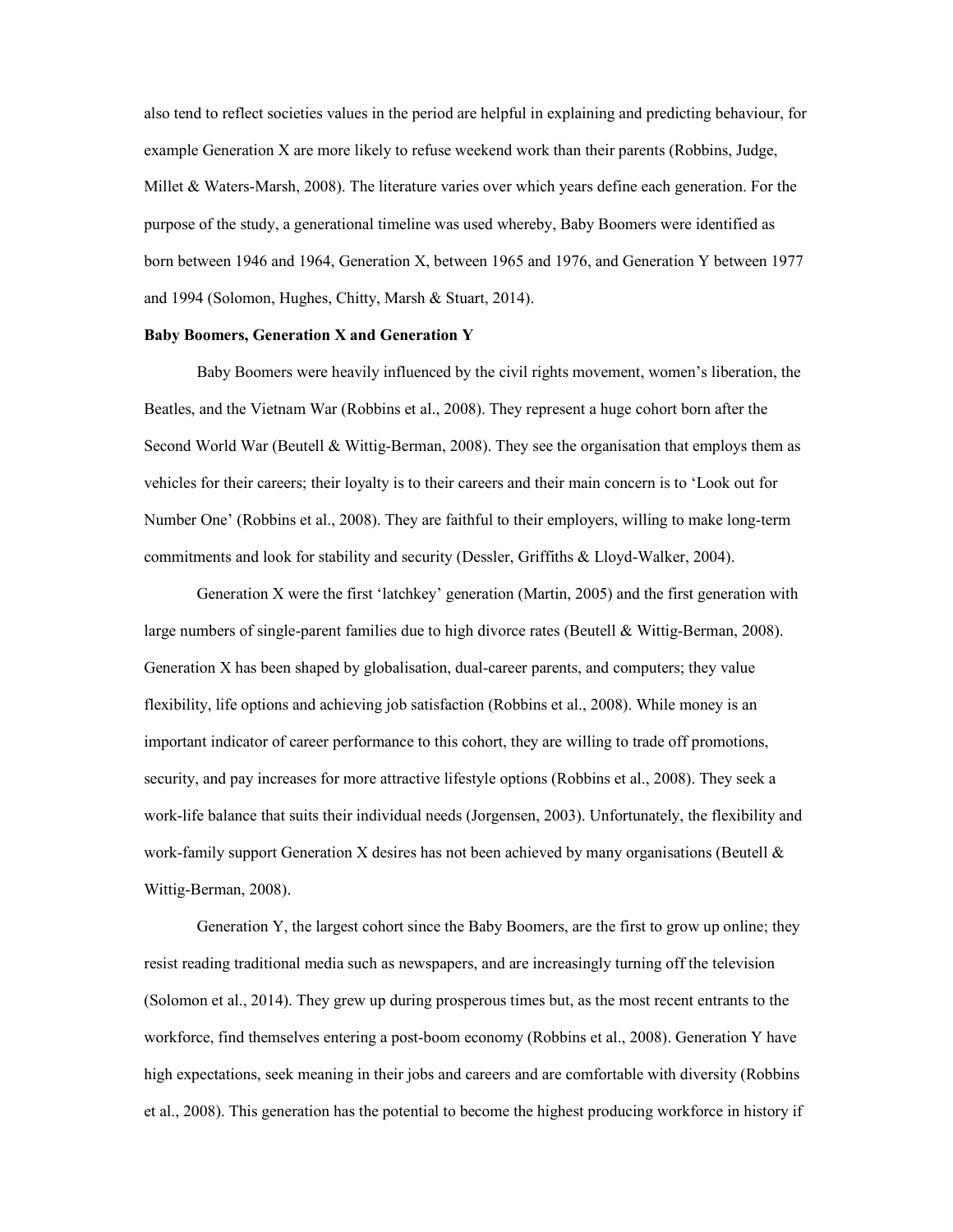also tend to reflect societies values in the period are helpful in explaining and predicting behaviour, for example Generation X are more likely to refuse weekend work than their parents (Robbins, Judge, Millet & Waters-Marsh, 2008). The literature varies over which years define each generation. For the purpose of the study, a generational timeline was used whereby, Baby Boomers were identified as born between 1946 and 1964, Generation X, between 1965 and 1976, and Generation Y between 1977 and 1994 (Solomon, Hughes, Chitty, Marsh & Stuart, 2014).

**Baby Boomers, Generation X and Generation Y**

Baby Boomers were heavily influenced by the civil rights movement, women's liberation, the Beatles, and the Vietnam War (Robbins et al., 2008). They represent a huge cohort born after the Second World War (Beutell & Wittig-Berman, 2008). They see the organisation that employs them as vehicles for their careers; their loyalty is to their careers and their main concern is to 'Look out for Number One' (Robbins et al., 2008). They are faithful to their employers, willing to make long-term commitments and look for stability and security (Dessler, Griffiths & Lloyd-Walker, 2004).

Generation X were the first 'latchkey' generation (Martin, 2005) and the first generation with large numbers of single-parent families due to high divorce rates (Beutell & Wittig-Berman, 2008). Generation X has been shaped by globalisation, dual-career parents, and computers; they value flexibility, life options and achieving job satisfaction (Robbins et al., 2008). While money is an important indicator of career performance to this cohort, they are willing to trade off promotions, security, and pay increases for more attractive lifestyle options (Robbins et al., 2008). They seek a work-life balance that suits their individual needs (Jorgensen, 2003). Unfortunately, the flexibility and work-family support Generation X desires has not been achieved by many organisations (Beutell & Wittig-Berman, 2008).

Generation Y, the largest cohort since the Baby Boomers, are the first to grow up online; they resist reading traditional media such as newspapers, and are increasingly turning off the television (Solomon et al., 2014). They grew up during prosperous times but, as the most recent entrants to the workforce, find themselves entering a post-boom economy (Robbins et al., 2008). Generation Y have high expectations, seek meaning in their jobs and careers and are comfortable with diversity (Robbins et al., 2008). This generation has the potential to become the highest producing workforce in history if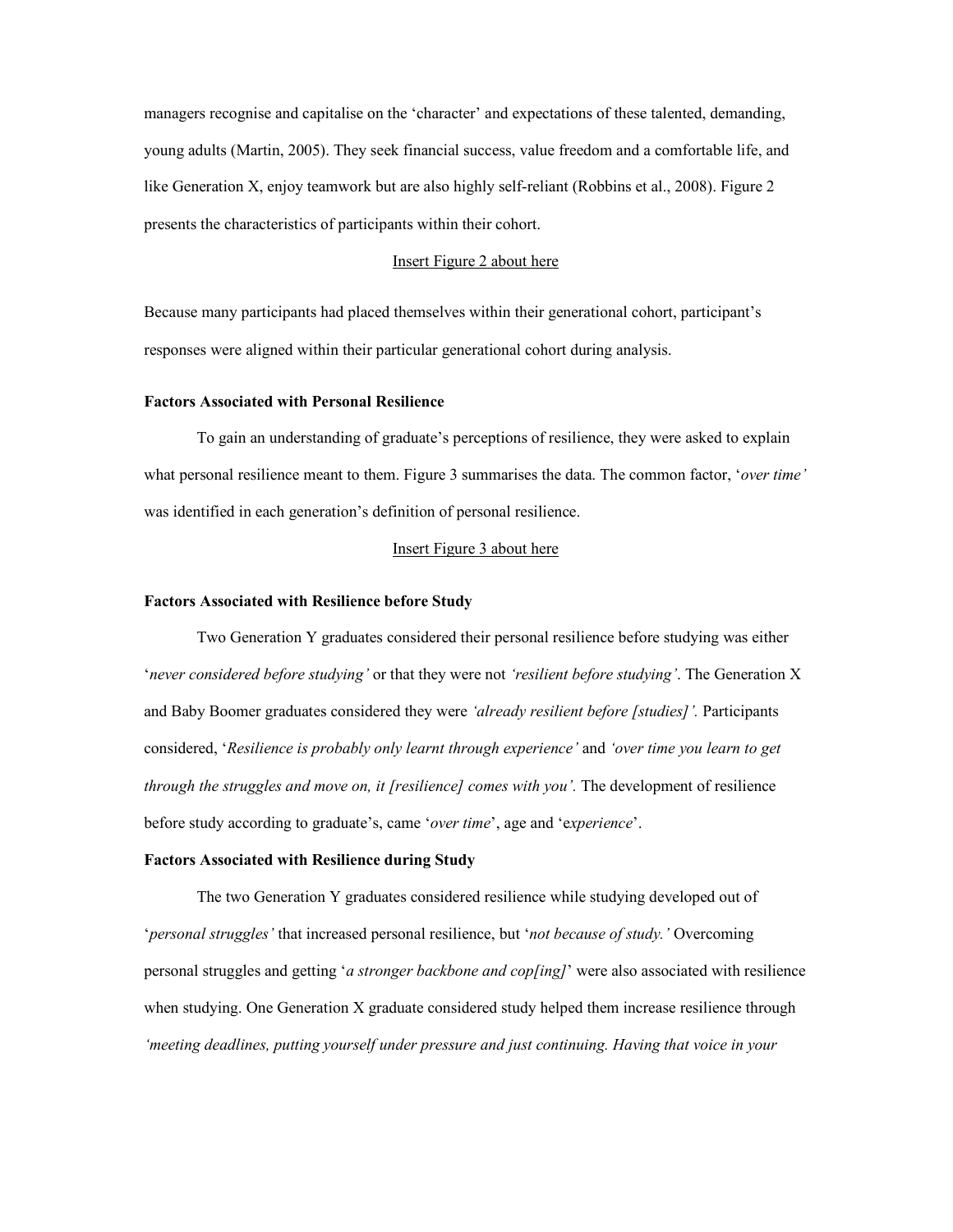managers recognise and capitalise on the 'character' and expectations of these talented, demanding, young adults (Martin, 2005). They seek financial success, value freedom and a comfortable life, and like Generation X, enjoy teamwork but are also highly self-reliant (Robbins et al., 2008). Figure 2 presents the characteristics of participants within their cohort.

Insert Figure 2 about here

Because many participants had placed themselves within their generational cohort, participant's responses were aligned within their particular generational cohort during analysis.

**Factors Associated with Personal Resilience**

To gain an understanding of graduate's perceptions of resilience, they were asked to explain what personal resilience meant to them. Figure 3 summarises the data. The common factor, '*over time'* was identified in each generation's definition of personal resilience.

Insert Figure 3 about here

**Factors Associated with Resilience before Study**

Two Generation Y graduates considered their personal resilience before studying was either '*never considered before studying'* or that they were not *'resilient before studying'*. The Generation X and Baby Boomer graduates considered they were *'already resilient before [studies]'.* Participants considered, '*Resilience is probably only learnt through experience'* and *'over time you learn to get through the struggles and move on, it [resilience] comes with you'.* The development of resilience before study according to graduate's, came '*over time*', age and '*experience*'.

**Factors Associated with Resilience during Study**

The two Generation Y graduates considered resilience while studying developed out of '*personal struggles'* that increased personal resilience, but '*not because of study.'* Overcoming personal struggles and getting '*a stronger backbone and cop[ing]*' were also associated with resilience when studying. One Generation X graduate considered study helped them increase resilience through *'meeting deadlines, putting yourself under pressure and just continuing. Having that voice in your*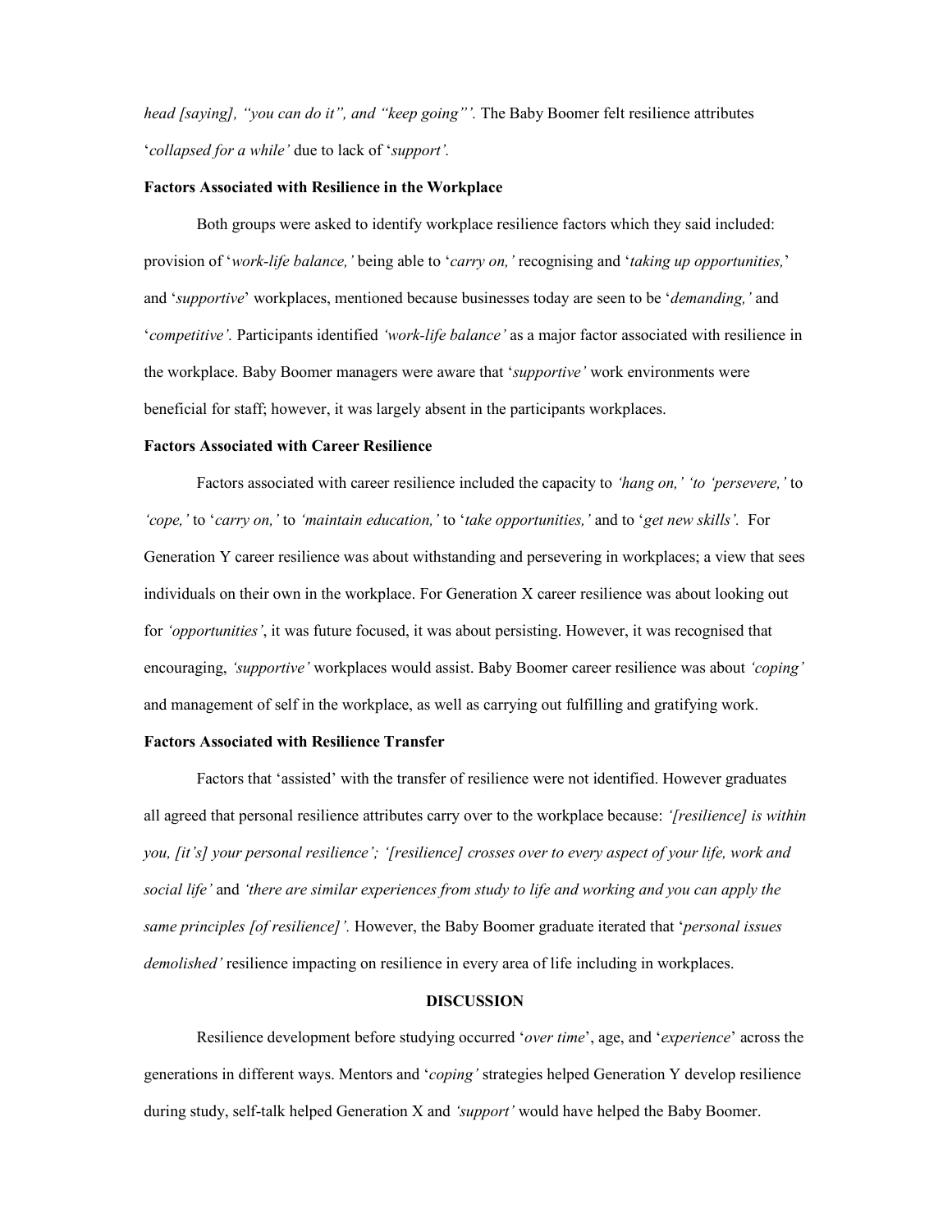*head [saying], "you can do it", and "keep going"'.* The Baby Boomer felt resilience attributes '*collapsed for a while'* due to lack of '*support'.*

**Factors Associated with Resilience in the Workplace**

Both groups were asked to identify workplace resilience factors which they said included: provision of '*work-life balance,'* being able to '*carry on,'* recognising and '*taking up opportunities,*' and '*supportive*' workplaces, mentioned because businesses today are seen to be '*demanding,'* and '*competitive'.* Participants identified *'work-life balance'* as a major factor associated with resilience in the workplace. Baby Boomer managers were aware that '*supportive'* work environments were beneficial for staff; however, it was largely absent in the participants workplaces.

**Factors Associated with Career Resilience**

Factors associated with career resilience included the capacity to *'hang on,' 'to 'persevere,'* to *'cope,'* to '*carry on,'* to *'maintain education,'* to '*take opportunities,'* and to '*get new skills'.* For Generation Y career resilience was about withstanding and persevering in workplaces; a view that sees individuals on their own in the workplace. For Generation X career resilience was about looking out for *'opportunities'*, it was future focused, it was about persisting. However, it was recognised that encouraging, *'supportive'* workplaces would assist. Baby Boomer career resilience was about *'coping'* and management of self in the workplace, as well as carrying out fulfilling and gratifying work.

**Factors Associated with Resilience Transfer**

Factors that 'assisted' with the transfer of resilience were not identified. However graduates all agreed that personal resilience attributes carry over to the workplace because: *'[resilience] is within you, [it's] your personal resilience'; '[resilience] crosses over to every aspect of your life, work and social life'* and *'there are similar experiences from study to life and working and you can apply the same principles [of resilience]'.* However, the Baby Boomer graduate iterated that '*personal issues demolished'* resilience impacting on resilience in every area of life including in workplaces.

## DISCUSSION

Resilience development before studying occurred '*over time*', age, and '*experience*' across the generations in different ways. Mentors and '*coping'* strategies helped Generation Y develop resilience during study, self-talk helped Generation X and *'support'* would have helped the Baby Boomer.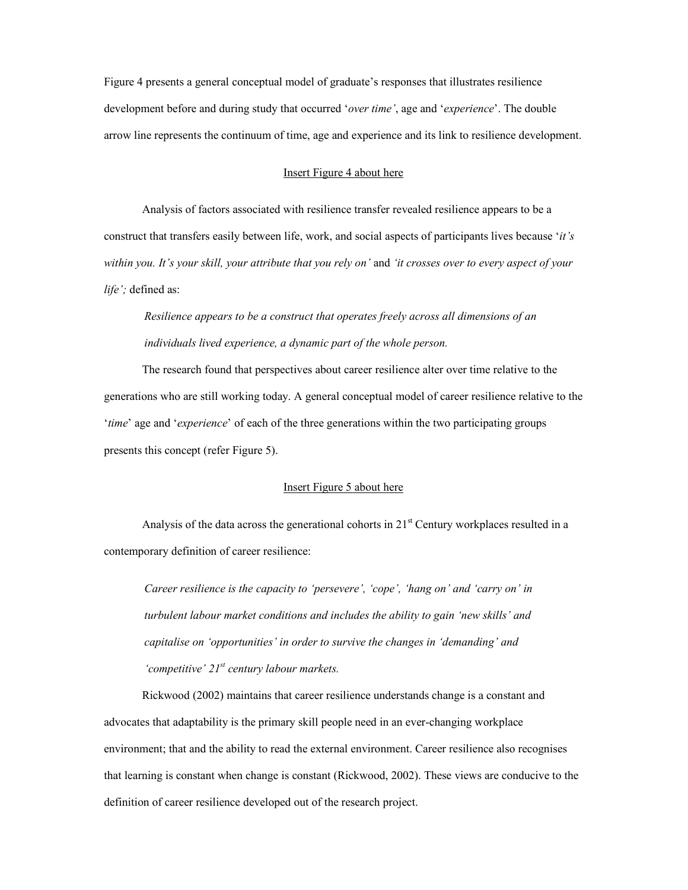Figure 4 presents a general conceptual model of graduate's responses that illustrates resilience development before and during study that occurred '*over time'*, age and '*experience*'. The double arrow line represents the continuum of time, age and experience and its link to resilience development.

Insert Figure 4 about here

Analysis of factors associated with resilience transfer revealed resilience appears to be a construct that transfers easily between life, work, and social aspects of participants lives because '*it's within you. It's your skill, your attribute that you rely on'* and *'it crosses over to every aspect of your life';* defined as:

> *Resilience appears to be a construct that operates freely across all dimensions of an individuals lived experience, a dynamic part of the whole person.*

The research found that perspectives about career resilience alter over time relative to the generations who are still working today. A general conceptual model of career resilience relative to the '*time*' age and '*experience*' of each of the three generations within the two participating groups presents this concept (refer Figure 5).

Insert Figure 5 about here

Analysis of the data across the generational cohorts in 21st Century workplaces resulted in a contemporary definition of career resilience:

> *Career resilience is the capacity to 'persevere', 'cope', 'hang on' and 'carry on' in turbulent labour market conditions and includes the ability to gain 'new skills' and capitalise on 'opportunities' in order to survive the changes in 'demanding' and 'competitive' 21st century labour markets.*

Rickwood (2002) maintains that career resilience understands change is a constant and advocates that adaptability is the primary skill people need in an ever-changing workplace environment; that and the ability to read the external environment. Career resilience also recognises that learning is constant when change is constant (Rickwood, 2002). These views are conducive to the definition of career resilience developed out of the research project.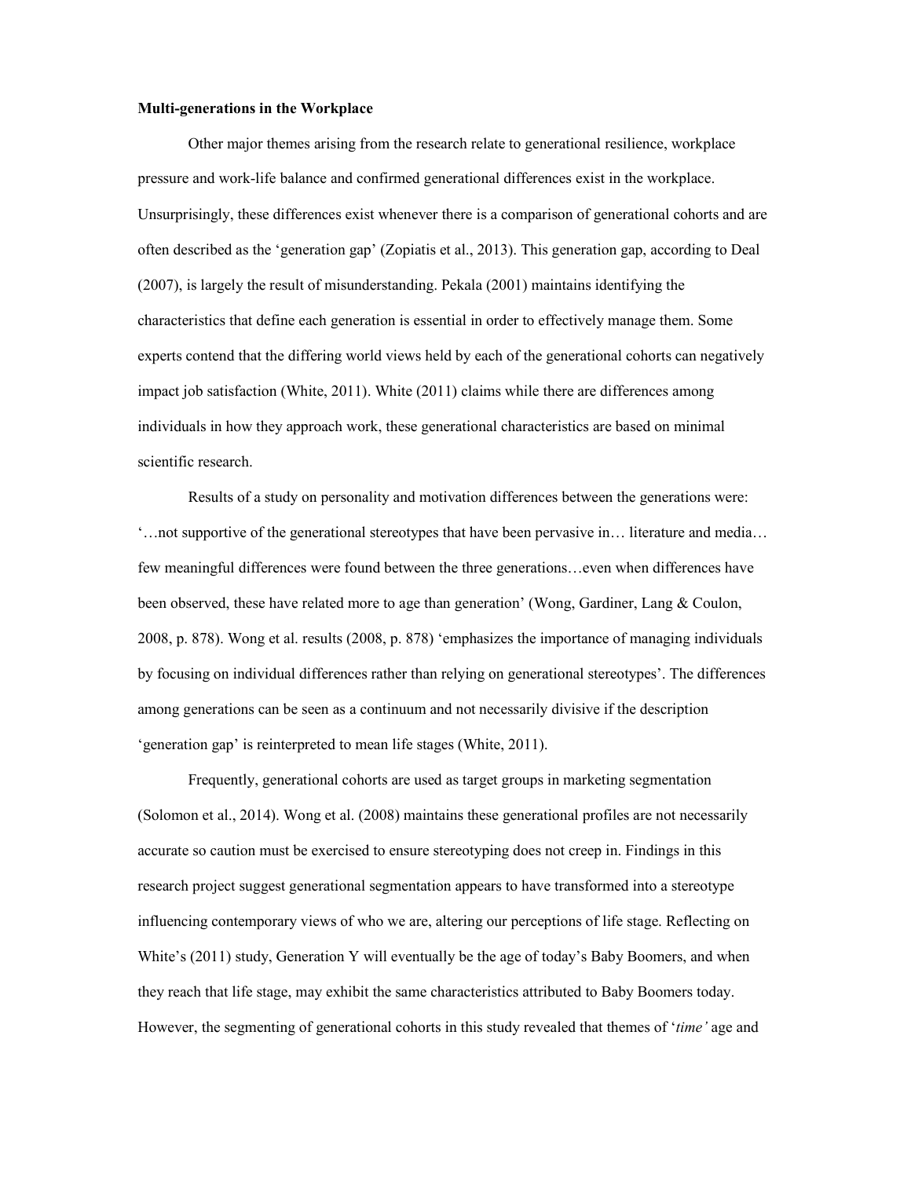**Multi-generations in the Workplace**

Other major themes arising from the research relate to generational resilience, workplace pressure and work-life balance and confirmed generational differences exist in the workplace. Unsurprisingly, these differences exist whenever there is a comparison of generational cohorts and are often described as the 'generation gap' (Zopiatis et al., 2013). This generation gap, according to Deal (2007), is largely the result of misunderstanding. Pekala (2001) maintains identifying the characteristics that define each generation is essential in order to effectively manage them. Some experts contend that the differing world views held by each of the generational cohorts can negatively impact job satisfaction (White, 2011). White (2011) claims while there are differences among individuals in how they approach work, these generational characteristics are based on minimal scientific research.

Results of a study on personality and motivation differences between the generations were: '…not supportive of the generational stereotypes that have been pervasive in… literature and media… few meaningful differences were found between the three generations…even when differences have been observed, these have related more to age than generation' (Wong, Gardiner, Lang & Coulon, 2008, p. 878). Wong et al. results (2008, p. 878) 'emphasizes the importance of managing individuals by focusing on individual differences rather than relying on generational stereotypes'. The differences among generations can be seen as a continuum and not necessarily divisive if the description 'generation gap' is reinterpreted to mean life stages (White, 2011).

Frequently, generational cohorts are used as target groups in marketing segmentation (Solomon et al., 2014). Wong et al. (2008) maintains these generational profiles are not necessarily accurate so caution must be exercised to ensure stereotyping does not creep in. Findings in this research project suggest generational segmentation appears to have transformed into a stereotype influencing contemporary views of who we are, altering our perceptions of life stage. Reflecting on White's (2011) study, Generation Y will eventually be the age of today's Baby Boomers, and when they reach that life stage, may exhibit the same characteristics attributed to Baby Boomers today. However, the segmenting of generational cohorts in this study revealed that themes of '*time'* age and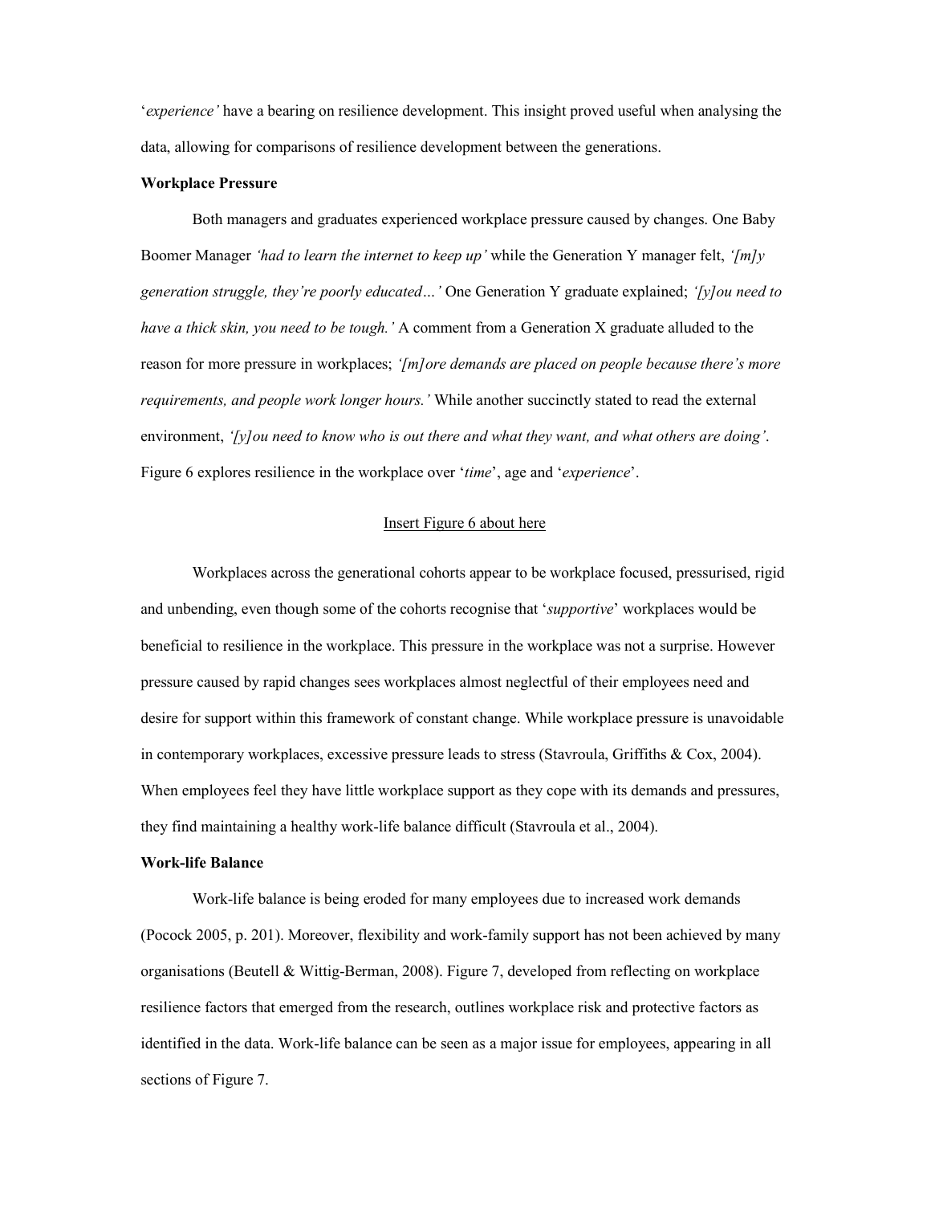'*experience'* have a bearing on resilience development. This insight proved useful when analysing the data, allowing for comparisons of resilience development between the generations.

**Workplace Pressure**

Both managers and graduates experienced workplace pressure caused by changes. One Baby Boomer Manager *'had to learn the internet to keep up'* while the Generation Y manager felt, *'[m]y generation struggle, they're poorly educated…'* One Generation Y graduate explained; *'[y]ou need to have a thick skin, you need to be tough.'* A comment from a Generation X graduate alluded to the reason for more pressure in workplaces; *'[m]ore demands are placed on people because there's more requirements, and people work longer hours.'* While another succinctly stated to read the external environment, *'[y]ou need to know who is out there and what they want, and what others are doing'*. Figure 6 explores resilience in the workplace over '*time*', age and '*experience*'.

<u>Insert Figure 6 about here</u>

Workplaces across the generational cohorts appear to be workplace focused, pressurised, rigid and unbending, even though some of the cohorts recognise that '*supportive*' workplaces would be beneficial to resilience in the workplace. This pressure in the workplace was not a surprise. However pressure caused by rapid changes sees workplaces almost neglectful of their employees need and desire for support within this framework of constant change. While workplace pressure is unavoidable in contemporary workplaces, excessive pressure leads to stress (Stavroula, Griffiths & Cox, 2004). When employees feel they have little workplace support as they cope with its demands and pressures, they find maintaining a healthy work-life balance difficult (Stavroula et al., 2004).

**Work-life Balance**

Work-life balance is being eroded for many employees due to increased work demands (Pocock 2005, p. 201). Moreover, flexibility and work-family support has not been achieved by many organisations (Beutell & Wittig-Berman, 2008). Figure 7, developed from reflecting on workplace resilience factors that emerged from the research, outlines workplace risk and protective factors as identified in the data. Work-life balance can be seen as a major issue for employees, appearing in all sections of Figure 7.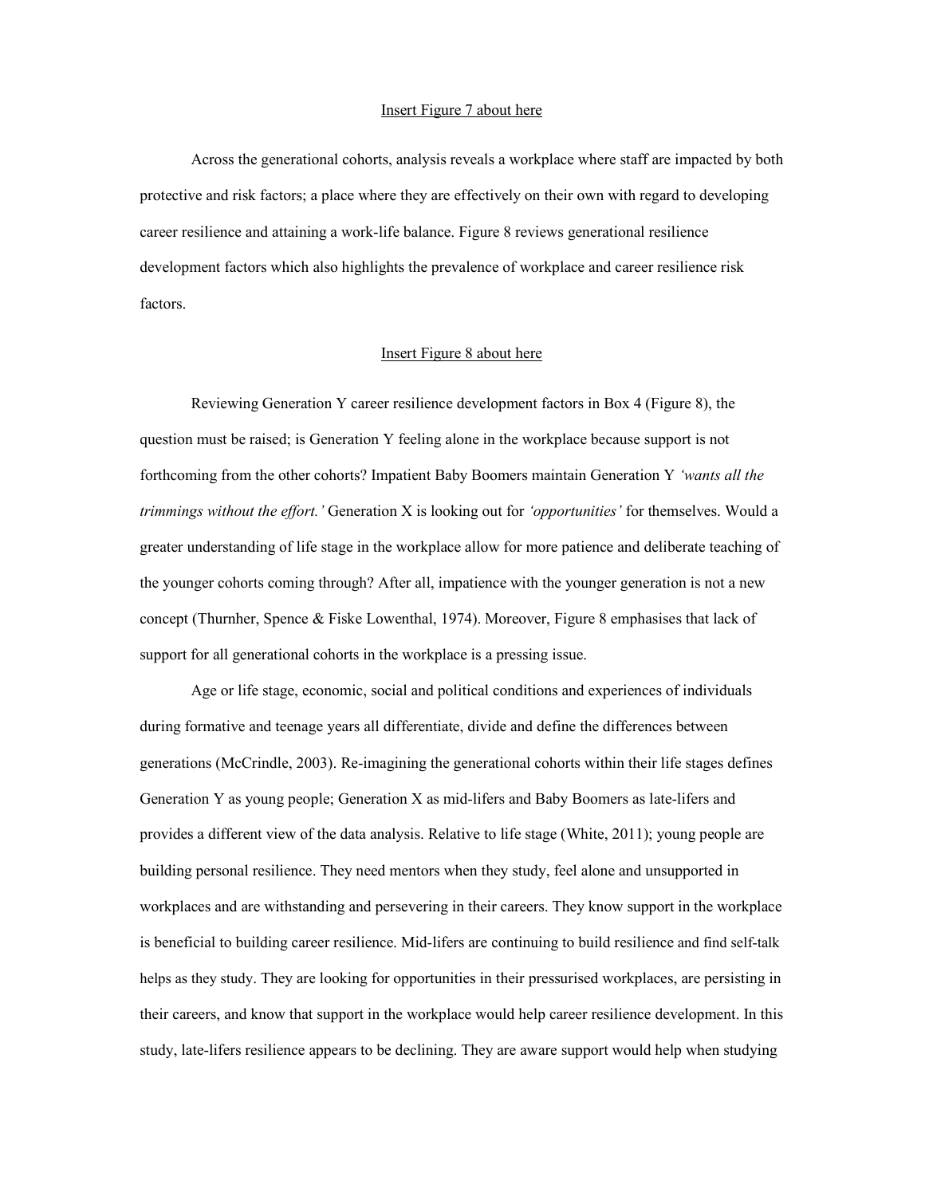<u>Insert Figure 7 about here</u>

Across the generational cohorts, analysis reveals a workplace where staff are impacted by both protective and risk factors; a place where they are effectively on their own with regard to developing career resilience and attaining a work-life balance. Figure 8 reviews generational resilience development factors which also highlights the prevalence of workplace and career resilience risk factors.

<u>Insert Figure 8 about here</u>

Reviewing Generation Y career resilience development factors in Box 4 (Figure 8), the question must be raised; is Generation Y feeling alone in the workplace because support is not forthcoming from the other cohorts? Impatient Baby Boomers maintain Generation Y *'wants all the trimmings without the effort.'* Generation X is looking out for *'opportunities'* for themselves. Would a greater understanding of life stage in the workplace allow for more patience and deliberate teaching of the younger cohorts coming through? After all, impatience with the younger generation is not a new concept (Thurnher, Spence & Fiske Lowenthal, 1974). Moreover, Figure 8 emphasises that lack of support for all generational cohorts in the workplace is a pressing issue.

Age or life stage, economic, social and political conditions and experiences of individuals during formative and teenage years all differentiate, divide and define the differences between generations (McCrindle, 2003). Re-imagining the generational cohorts within their life stages defines Generation Y as young people; Generation X as mid-lifers and Baby Boomers as late-lifers and provides a different view of the data analysis. Relative to life stage (White, 2011); young people are building personal resilience. They need mentors when they study, feel alone and unsupported in workplaces and are withstanding and persevering in their careers. They know support in the workplace is beneficial to building career resilience. Mid-lifers are continuing to build resilience and find self-talk helps as they study. They are looking for opportunities in their pressurised workplaces, are persisting in their careers, and know that support in the workplace would help career resilience development. In this study, late-lifers resilience appears to be declining. They are aware support would help when studying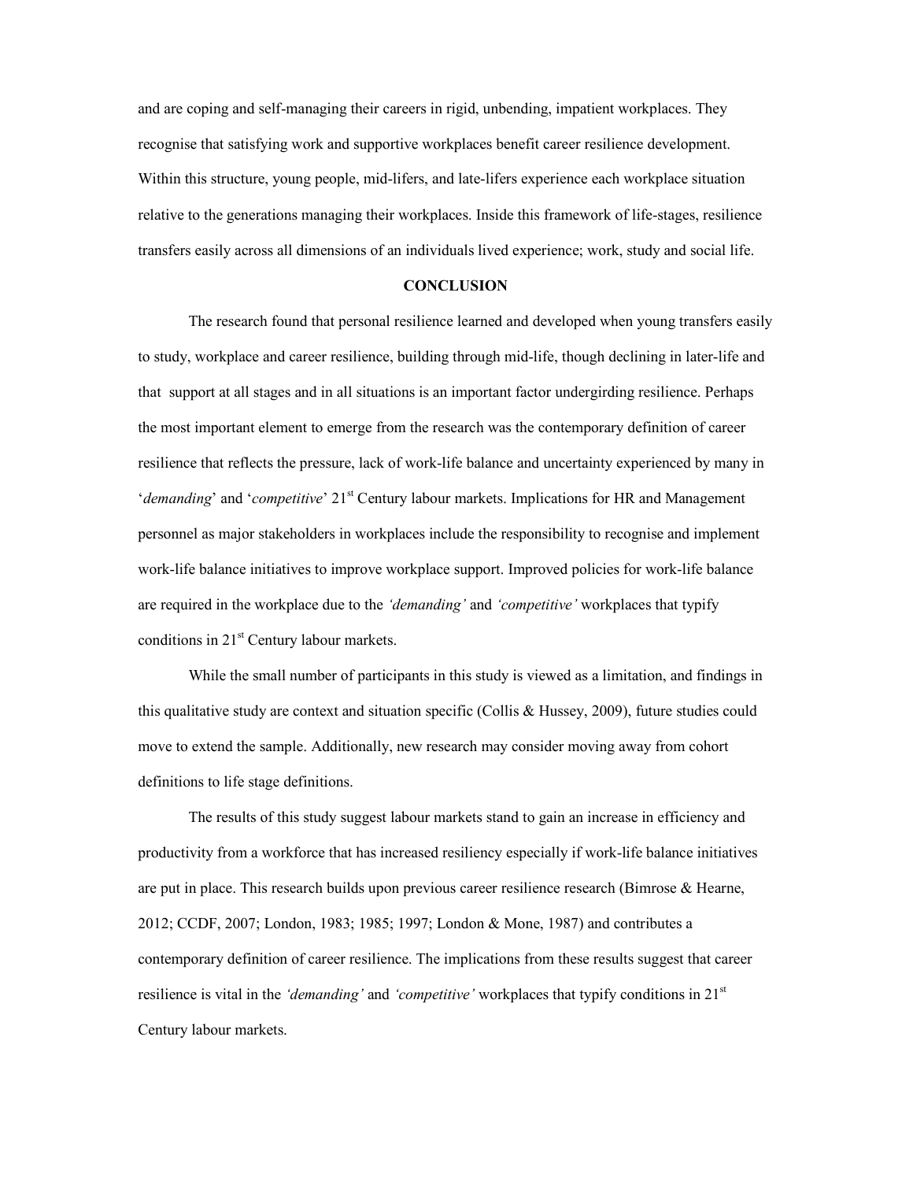and are coping and self-managing their careers in rigid, unbending, impatient workplaces. They recognise that satisfying work and supportive workplaces benefit career resilience development. Within this structure, young people, mid-lifers, and late-lifers experience each workplace situation relative to the generations managing their workplaces. Inside this framework of life-stages, resilience transfers easily across all dimensions of an individuals lived experience; work, study and social life.

## CONCLUSION

The research found that personal resilience learned and developed when young transfers easily to study, workplace and career resilience, building through mid-life, though declining in later-life and that support at all stages and in all situations is an important factor undergirding resilience. Perhaps the most important element to emerge from the research was the contemporary definition of career resilience that reflects the pressure, lack of work-life balance and uncertainty experienced by many in '*demanding*' and '*competitive*' 21st Century labour markets. Implications for HR and Management personnel as major stakeholders in workplaces include the responsibility to recognise and implement work-life balance initiatives to improve workplace support. Improved policies for work-life balance are required in the workplace due to the *'demanding'* and *'competitive'* workplaces that typify conditions in 21st Century labour markets.

While the small number of participants in this study is viewed as a limitation, and findings in this qualitative study are context and situation specific (Collis & Hussey, 2009), future studies could move to extend the sample. Additionally, new research may consider moving away from cohort definitions to life stage definitions.

The results of this study suggest labour markets stand to gain an increase in efficiency and productivity from a workforce that has increased resiliency especially if work-life balance initiatives are put in place. This research builds upon previous career resilience research (Bimrose & Hearne, 2012; CCDF, 2007; London, 1983; 1985; 1997; London & Mone, 1987) and contributes a contemporary definition of career resilience. The implications from these results suggest that career resilience is vital in the *'demanding'* and *'competitive'* workplaces that typify conditions in 21st Century labour markets.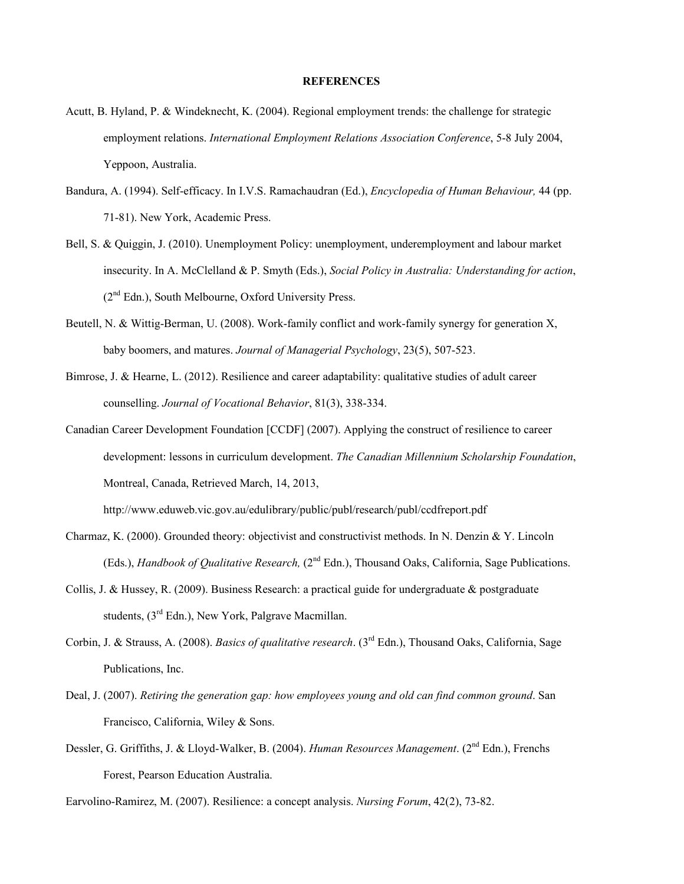**REFERENCES**

Acutt, B. Hyland, P. & Windeknecht, K. (2004). Regional employment trends: the challenge for strategic employment relations. *International Employment Relations Association Conference*, 5-8 July 2004, Yeppoon, Australia.

Bandura, A. (1994). Self-efficacy. In I.V.S. Ramachaudran (Ed.), *Encyclopedia of Human Behaviour,* 44 (pp. 71-81). New York, Academic Press.

Bell, S. & Quiggin, J. (2010). Unemployment Policy: unemployment, underemployment and labour market insecurity. In A. McClelland & P. Smyth (Eds.), *Social Policy in Australia: Understanding for action*, (2nd Edn.), South Melbourne, Oxford University Press.

Beutell, N. & Wittig-Berman, U. (2008). Work-family conflict and work-family synergy for generation X, baby boomers, and matures. *Journal of Managerial Psychology*, 23(5), 507-523.

Bimrose, J. & Hearne, L. (2012). Resilience and career adaptability: qualitative studies of adult career counselling. *Journal of Vocational Behavior*, 81(3), 338-334.

Canadian Career Development Foundation [CCDF] (2007). Applying the construct of resilience to career development: lessons in curriculum development. *The Canadian Millennium Scholarship Foundation*, Montreal, Canada, Retrieved March, 14, 2013, http://www.eduweb.vic.gov.au/edulibrary/public/publ/research/publ/ccdfreport.pdf

Charmaz, K. (2000). Grounded theory: objectivist and constructivist methods. In N. Denzin & Y. Lincoln (Eds.), *Handbook of Qualitative Research,* (2nd Edn.), Thousand Oaks, California, Sage Publications.

Collis, J. & Hussey, R. (2009). Business Research: a practical guide for undergraduate & postgraduate students, (3rd Edn.), New York, Palgrave Macmillan.

Corbin, J. & Strauss, A. (2008). *Basics of qualitative research*. (3rd Edn.), Thousand Oaks, California, Sage Publications, Inc.

Deal, J. (2007). *Retiring the generation gap: how employees young and old can find common ground*. San Francisco, California, Wiley & Sons.

Dessler, G. Griffiths, J. & Lloyd-Walker, B. (2004). *Human Resources Management*. (2nd Edn.), Frenchs Forest, Pearson Education Australia.

Earvolino-Ramirez, M. (2007). Resilience: a concept analysis. *Nursing Forum*, 42(2), 73-82.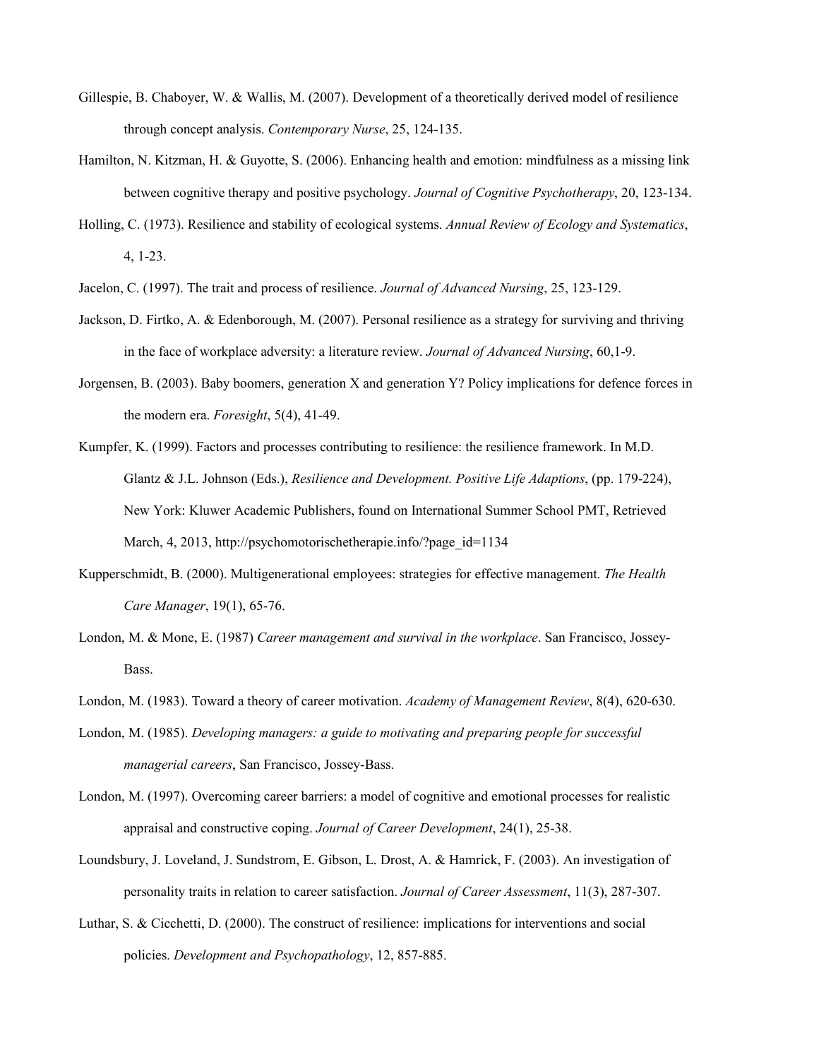Gillespie, B. Chaboyer, W. & Wallis, M. (2007). Development of a theoretically derived model of resilience through concept analysis. *Contemporary Nurse*, 25, 124-135.

Hamilton, N. Kitzman, H. & Guyotte, S. (2006). Enhancing health and emotion: mindfulness as a missing link between cognitive therapy and positive psychology. *Journal of Cognitive Psychotherapy*, 20, 123-134.

Holling, C. (1973). Resilience and stability of ecological systems. *Annual Review of Ecology and Systematics*, 4, 1-23.

Jacelon, C. (1997). The trait and process of resilience. *Journal of Advanced Nursing*, 25, 123-129.

Jackson, D. Firtko, A. & Edenborough, M. (2007). Personal resilience as a strategy for surviving and thriving in the face of workplace adversity: a literature review. *Journal of Advanced Nursing*, 60,1-9.

Jorgensen, B. (2003). Baby boomers, generation X and generation Y? Policy implications for defence forces in the modern era. *Foresight*, 5(4), 41-49.

Kumpfer, K. (1999). Factors and processes contributing to resilience: the resilience framework. In M.D. Glantz & J.L. Johnson (Eds.), *Resilience and Development. Positive Life Adaptions*, (pp. 179-224), New York: Kluwer Academic Publishers, found on International Summer School PMT, Retrieved March, 4, 2013, http://psychomotorischetherapie.info/?page_id=1134

Kupperschmidt, B. (2000). Multigenerational employees: strategies for effective management. *The Health Care Manager*, 19(1), 65-76.

London, M. & Mone, E. (1987) *Career management and survival in the workplace*. San Francisco, Jossey-Bass.

London, M. (1983). Toward a theory of career motivation. *Academy of Management Review*, 8(4), 620-630.

London, M. (1985). *Developing managers: a guide to motivating and preparing people for successful managerial careers*, San Francisco, Jossey-Bass.

London, M. (1997). Overcoming career barriers: a model of cognitive and emotional processes for realistic appraisal and constructive coping. *Journal of Career Development*, 24(1), 25-38.

Loundsbury, J. Loveland, J. Sundstrom, E. Gibson, L. Drost, A. & Hamrick, F. (2003). An investigation of personality traits in relation to career satisfaction. *Journal of Career Assessment*, 11(3), 287-307.

Luthar, S. & Cicchetti, D. (2000). The construct of resilience: implications for interventions and social policies. *Development and Psychopathology*, 12, 857-885.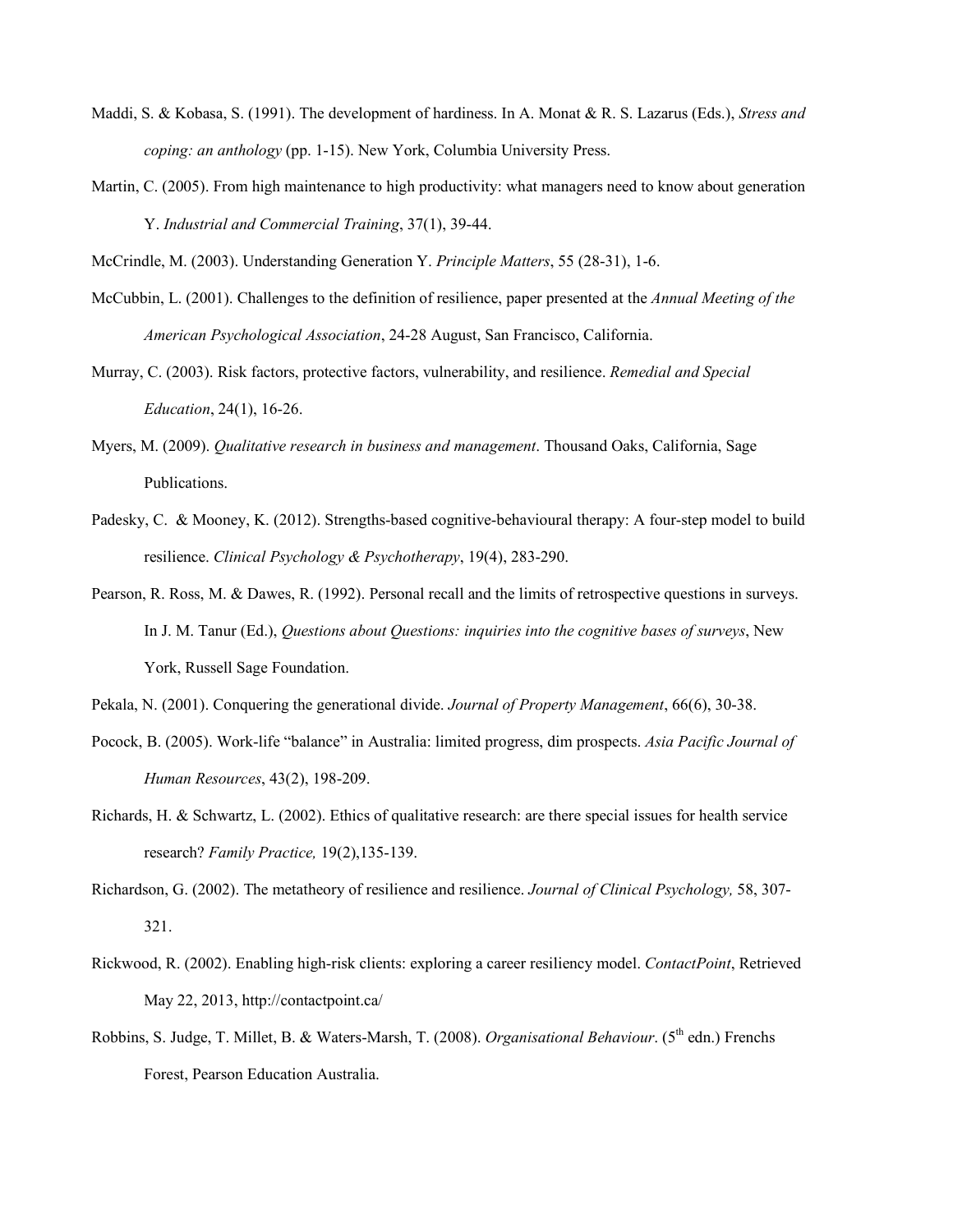Maddi, S. & Kobasa, S. (1991). The development of hardiness. In A. Monat & R. S. Lazarus (Eds.), *Stress and coping: an anthology* (pp. 1-15). New York, Columbia University Press.

Martin, C. (2005). From high maintenance to high productivity: what managers need to know about generation Y. *Industrial and Commercial Training*, 37(1), 39-44.

McCrindle, M. (2003). Understanding Generation Y. *Principle Matters*, 55 (28-31), 1-6.

McCubbin, L. (2001). Challenges to the definition of resilience, paper presented at the *Annual Meeting of the American Psychological Association*, 24-28 August, San Francisco, California.

Murray, C. (2003). Risk factors, protective factors, vulnerability, and resilience. *Remedial and Special Education*, 24(1), 16-26.

Myers, M. (2009). *Qualitative research in business and management*. Thousand Oaks, California, Sage Publications.

Padesky, C. & Mooney, K. (2012). Strengths-based cognitive-behavioural therapy: A four-step model to build resilience. *Clinical Psychology & Psychotherapy*, 19(4), 283-290.

Pearson, R. Ross, M. & Dawes, R. (1992). Personal recall and the limits of retrospective questions in surveys. In J. M. Tanur (Ed.), *Questions about Questions: inquiries into the cognitive bases of surveys*, New York, Russell Sage Foundation.

Pekala, N. (2001). Conquering the generational divide. *Journal of Property Management*, 66(6), 30-38.

Pocock, B. (2005). Work-life "balance" in Australia: limited progress, dim prospects. *Asia Pacific Journal of Human Resources*, 43(2), 198-209.

Richards, H. & Schwartz, L. (2002). Ethics of qualitative research: are there special issues for health service research? *Family Practice,* 19(2),135-139.

Richardson, G. (2002). The metatheory of resilience and resilience. *Journal of Clinical Psychology,* 58, 307-321.

Rickwood, R. (2002). Enabling high-risk clients: exploring a career resiliency model. *ContactPoint*, Retrieved May 22, 2013, http://contactpoint.ca/

Robbins, S. Judge, T. Millet, B. & Waters-Marsh, T. (2008). *Organisational Behaviour*. (5th edn.) Frenchs Forest, Pearson Education Australia.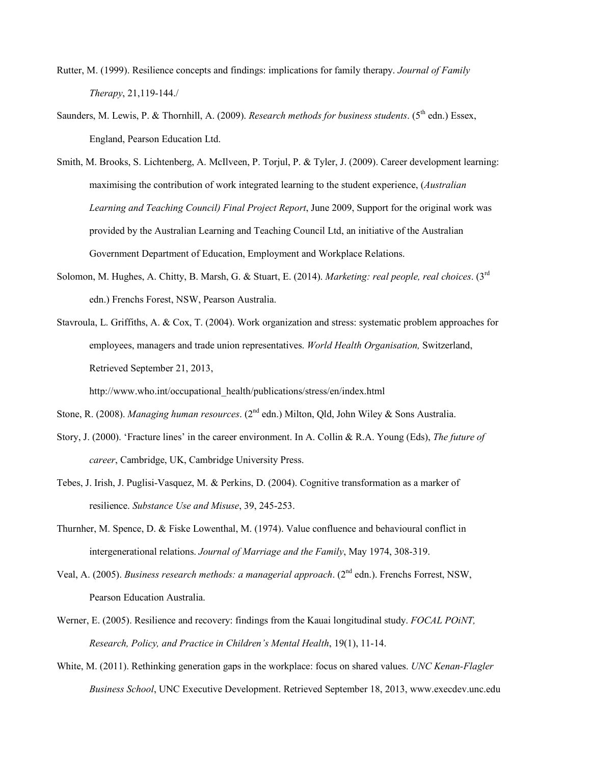Rutter, M. (1999). Resilience concepts and findings: implications for family therapy. *Journal of Family Therapy*, 21,119-144./

Saunders, M. Lewis, P. & Thornhill, A. (2009). *Research methods for business students*. (5th edn.) Essex, England, Pearson Education Ltd.

Smith, M. Brooks, S. Lichtenberg, A. McIlveen, P. Torjul, P. & Tyler, J. (2009). Career development learning: maximising the contribution of work integrated learning to the student experience, (*Australian Learning and Teaching Council) Final Project Report*, June 2009, Support for the original work was provided by the Australian Learning and Teaching Council Ltd, an initiative of the Australian Government Department of Education, Employment and Workplace Relations.

Solomon, M. Hughes, A. Chitty, B. Marsh, G. & Stuart, E. (2014). *Marketing: real people, real choices*. (3rd edn.) Frenchs Forest, NSW, Pearson Australia.

Stavroula, L. Griffiths, A. & Cox, T. (2004). Work organization and stress: systematic problem approaches for employees, managers and trade union representatives. *World Health Organisation,* Switzerland, Retrieved September 21, 2013, http://www.who.int/occupational_health/publications/stress/en/index.html

Stone, R. (2008). *Managing human resources*. (2nd edn.) Milton, Qld, John Wiley & Sons Australia.

Story, J. (2000). 'Fracture lines' in the career environment. In A. Collin & R.A. Young (Eds), *The future of career*, Cambridge, UK, Cambridge University Press.

Tebes, J. Irish, J. Puglisi-Vasquez, M. & Perkins, D. (2004). Cognitive transformation as a marker of resilience. *Substance Use and Misuse*, 39, 245-253.

Thurnher, M. Spence, D. & Fiske Lowenthal, M. (1974). Value confluence and behavioural conflict in intergenerational relations. *Journal of Marriage and the Family*, May 1974, 308-319.

Veal, A. (2005). *Business research methods: a managerial approach*. (2nd edn.). Frenchs Forrest, NSW, Pearson Education Australia.

Werner, E. (2005). Resilience and recovery: findings from the Kauai longitudinal study. *FOCAL POiNT, Research, Policy, and Practice in Children's Mental Health*, 19(1), 11-14.

White, M. (2011). Rethinking generation gaps in the workplace: focus on shared values. *UNC Kenan-Flagler Business School*, UNC Executive Development. Retrieved September 18, 2013, www.execdev.unc.edu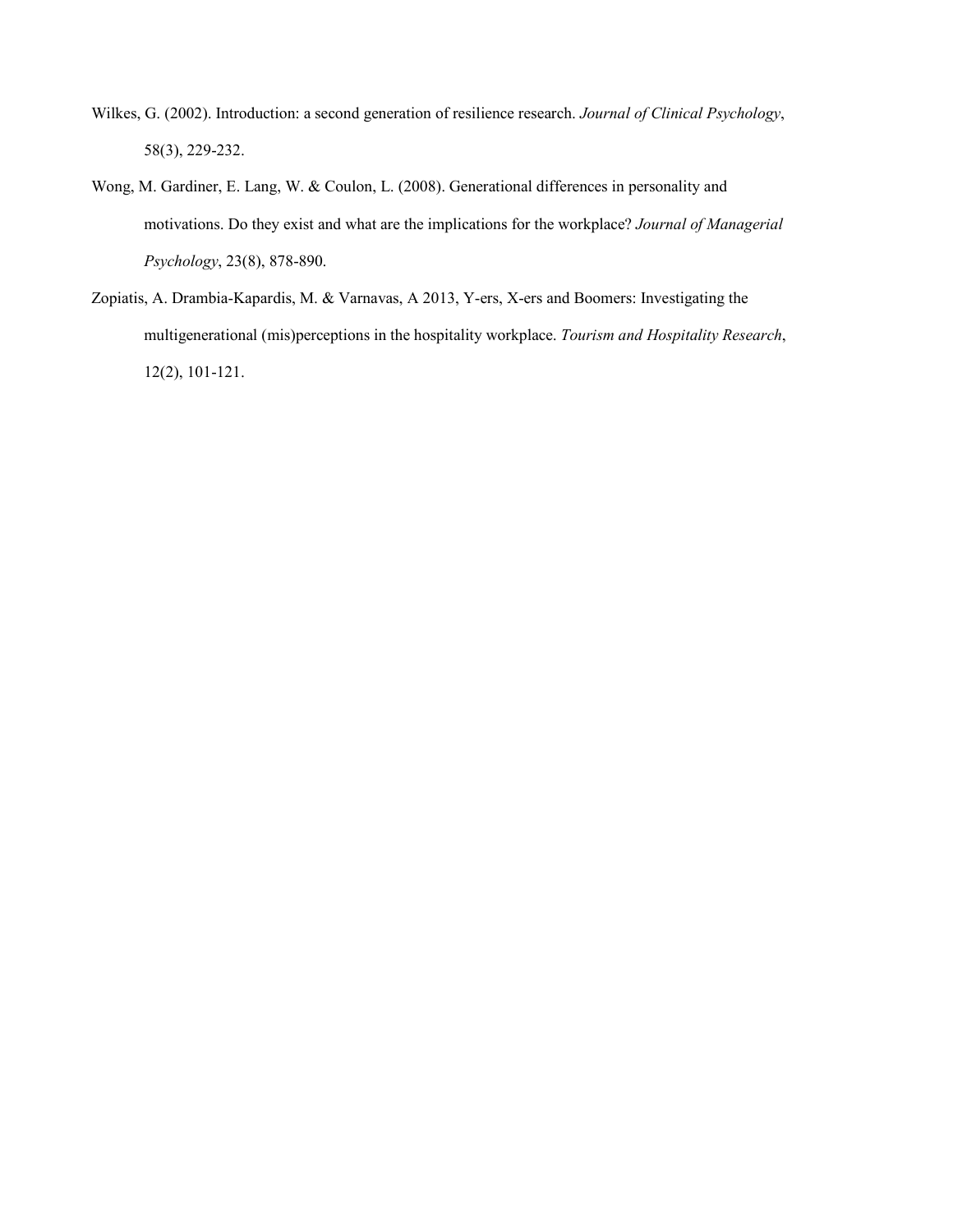Wilkes, G. (2002). Introduction: a second generation of resilience research. *Journal of Clinical Psychology*, 58(3), 229-232.

Wong, M. Gardiner, E. Lang, W. & Coulon, L. (2008). Generational differences in personality and motivations. Do they exist and what are the implications for the workplace? *Journal of Managerial Psychology*, 23(8), 878-890.

Zopiatis, A. Drambia-Kapardis, M. & Varnavas, A 2013, Y-ers, X-ers and Boomers: Investigating the multigenerational (mis)perceptions in the hospitality workplace. *Tourism and Hospitality Research*, 12(2), 101-121.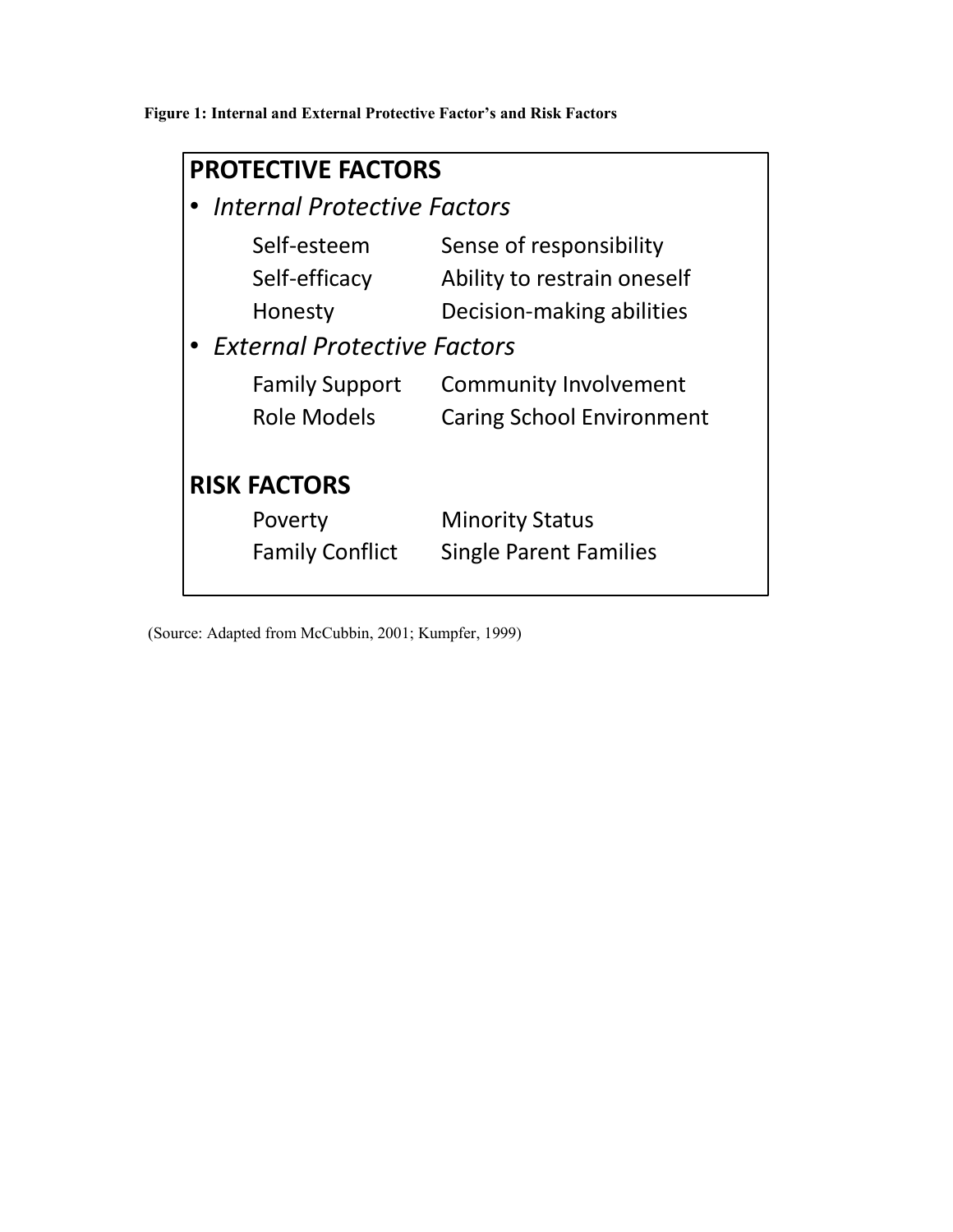**Figure 1: Internal and External Protective Factor's and Risk Factors**

**PROTECTIVE FACTORS**

- *Internal Protective Factors*

| | |
|---|---|
| Self-esteem | Sense of responsibility |
| Self-efficacy | Ability to restrain oneself |
| Honesty | Decision-making abilities |

- *External Protective Factors*

| | |
|---|---|
| Family Support | Community Involvement |
| Role Models | Caring School Environment |

**RISK FACTORS**

| | |
|---|---|
| Poverty | Minority Status |
| Family Conflict | Single Parent Families |

(Source: Adapted from McCubbin, 2001; Kumpfer, 1999)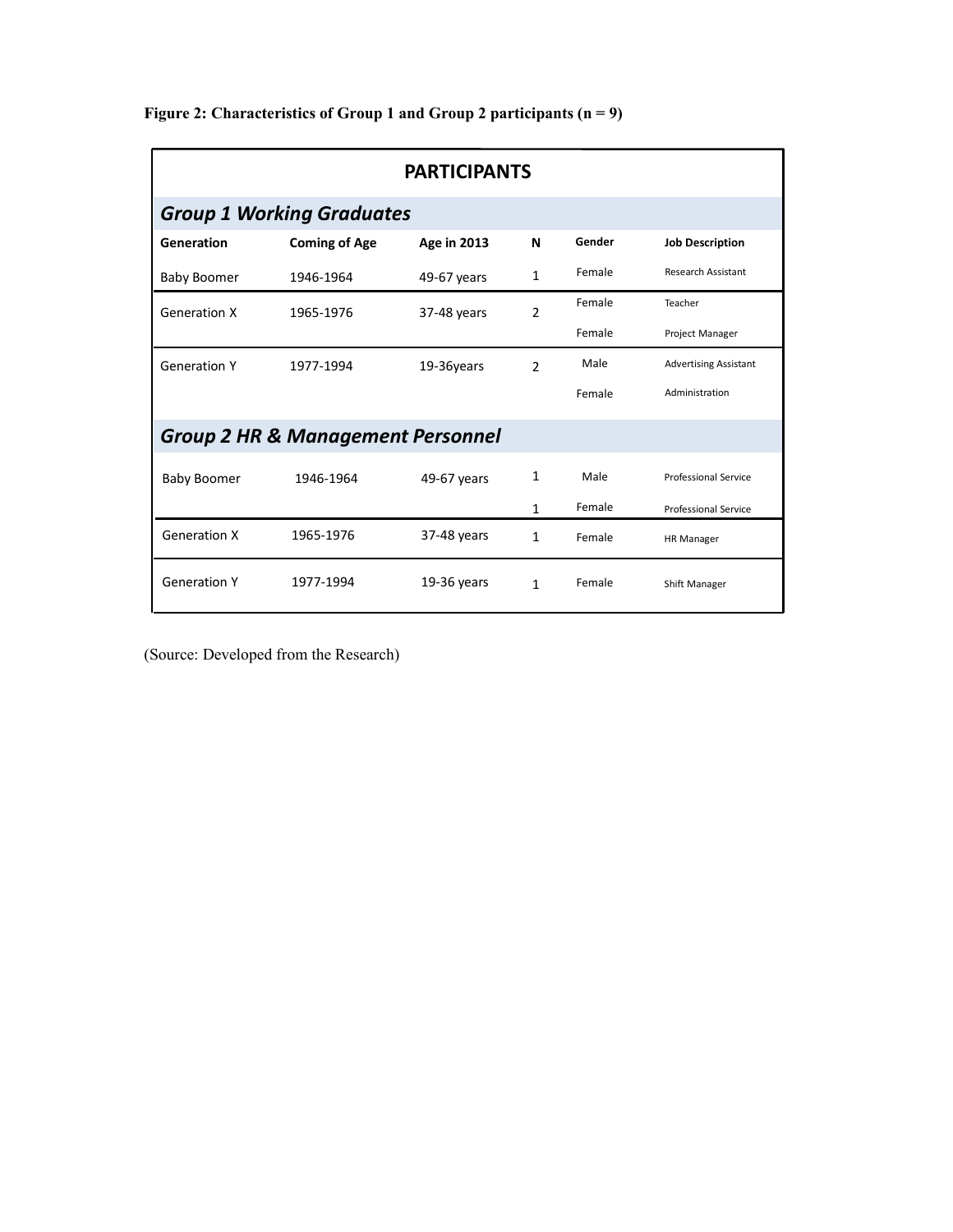**Figure 2: Characteristics of Group 1 and Group 2 participants (n = 9)**

| PARTICIPANTS | | | | | |
|---|---|---|---|---|---|
| ***Group 1 Working Graduates*** | | | | | |
| **Generation** | **Coming of Age** | **Age in 2013** | **N** | **Gender** | **Job Description** |
| Baby Boomer | 1946-1964 | 49-67 years | 1 | Female | Research Assistant |
| Generation X | 1965-1976 | 37-48 years | 2 | Female | Teacher |
| | | | | Female | Project Manager |
| Generation Y | 1977-1994 | 19-36years | 2 | Male | Advertising Assistant |
| | | | | Female | Administration |
| ***Group 2 HR & Management Personnel*** | | | | | |
| Baby Boomer | 1946-1964 | 49-67 years | 1 | Male | Professional Service |
| | | | 1 | Female | Professional Service |
| Generation X | 1965-1976 | 37-48 years | 1 | Female | HR Manager |
| Generation Y | 1977-1994 | 19-36 years | 1 | Female | Shift Manager |

(Source: Developed from the Research)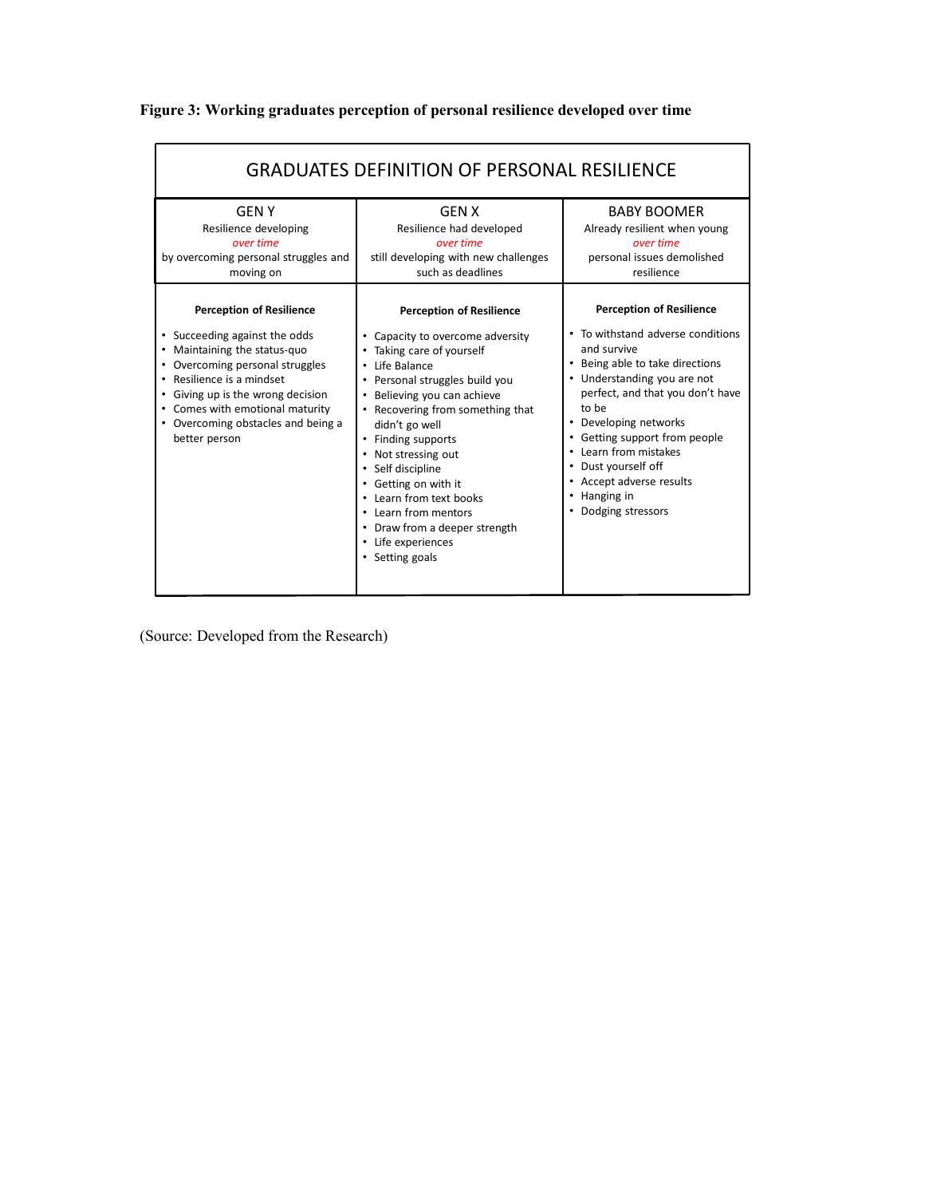**Figure 3: Working graduates perception of personal resilience developed over time**

| GRADUATES DEFINITION OF PERSONAL RESILIENCE | | |
|---|---|---|
| GEN Y<br>Resilience developing<br>*over time*<br>by overcoming personal struggles and moving on | GEN X<br>Resilience had developed<br>*over time*<br>still developing with new challenges such as deadlines | BABY BOOMER<br>Already resilient when young<br>*over time*<br>personal issues demolished resilience |
| **Perception of Resilience**<br>• Succeeding against the odds<br>• Maintaining the status-quo<br>• Overcoming personal struggles<br>• Resilience is a mindset<br>• Giving up is the wrong decision<br>• Comes with emotional maturity<br>• Overcoming obstacles and being a better person | **Perception of Resilience**<br>• Capacity to overcome adversity<br>• Taking care of yourself<br>• Life Balance<br>• Personal struggles build you<br>• Believing you can achieve<br>• Recovering from something that didn't go well<br>• Finding supports<br>• Not stressing out<br>• Self discipline<br>• Getting on with it<br>• Learn from text books<br>• Learn from mentors<br>• Draw from a deeper strength<br>• Life experiences<br>• Setting goals | **Perception of Resilience**<br>• To withstand adverse conditions and survive<br>• Being able to take directions<br>• Understanding you are not perfect, and that you don't have to be<br>• Developing networks<br>• Getting support from people<br>• Learn from mistakes<br>• Dust yourself off<br>• Accept adverse results<br>• Hanging in<br>• Dodging stressors |

(Source: Developed from the Research)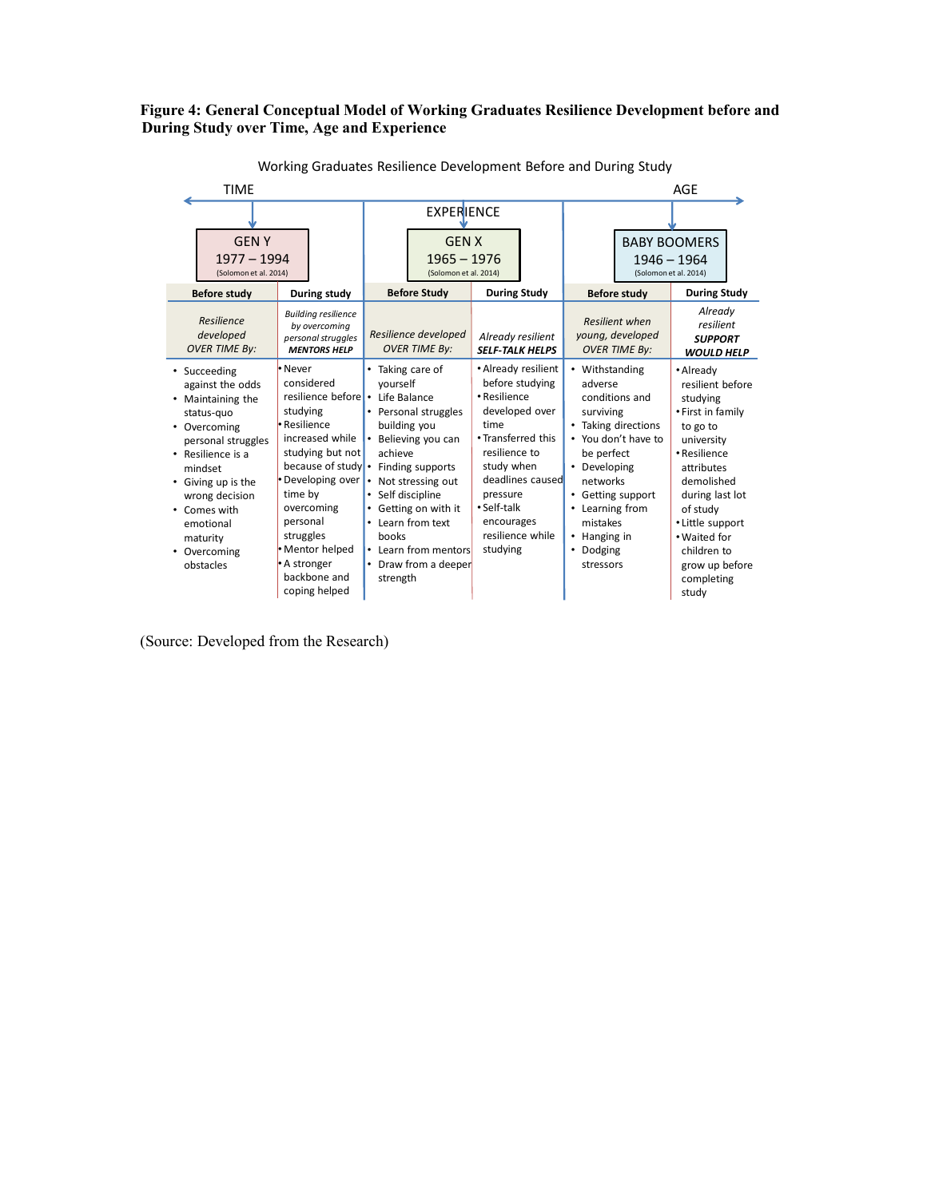**Figure 4: General Conceptual Model of Working Graduates Resilience Development before and During Study over Time, Age and Experience**

Working Graduates Resilience Development Before and During Study

TIME ← EXPERIENCE → AGE

| GEN Y 1977 – 1994 (Solomon et al. 2014) | | GEN X 1965 – 1976 (Solomon et al. 2014) | | BABY BOOMERS 1946 – 1964 (Solomon et al. 2014) | |
|---|---|---|---|---|---|
| **Before study** | **During study** | **Before Study** | **During Study** | **Before study** | **During Study** |
| *Resilience developed OVER TIME By:* | *Building resilience by overcoming personal struggles* ***MENTORS HELP*** | *Resilience developed OVER TIME By:* | *Already resilient* ***SELF-TALK HELPS*** | *Resilient when young, developed OVER TIME By:* | *Already resilient* ***SUPPORT WOULD HELP*** |
| • Succeeding against the odds<br>• Maintaining the status-quo<br>• Overcoming personal struggles<br>• Resilience is a mindset<br>• Giving up is the wrong decision<br>• Comes with emotional maturity<br>• Overcoming obstacles | • Never considered resilience before studying<br>• Resilience increased while studying but not because of study<br>• Developing over time by overcoming personal struggles<br>• Mentor helped<br>• A stronger backbone and coping helped | • Taking care of yourself<br>• Life Balance<br>• Personal struggles building you<br>• Believing you can achieve<br>• Finding supports<br>• Not stressing out<br>• Self discipline<br>• Getting on with it<br>• Learn from text books<br>• Learn from mentors<br>• Draw from a deeper strength | • Already resilient before studying<br>• Resilience developed over time<br>• Transferred this resilience to study when deadlines caused pressure<br>• Self-talk encourages resilience while studying | • Withstanding adverse conditions and surviving<br>• Taking directions<br>• You don't have to be perfect<br>• Developing networks<br>• Getting support<br>• Learning from mistakes<br>• Hanging in<br>• Dodging stressors | • Already resilient before studying<br>• First in family to go to university<br>• Resilience attributes demolished during last lot of study<br>• Little support<br>• Waited for children to grow up before completing study |

(Source: Developed from the Research)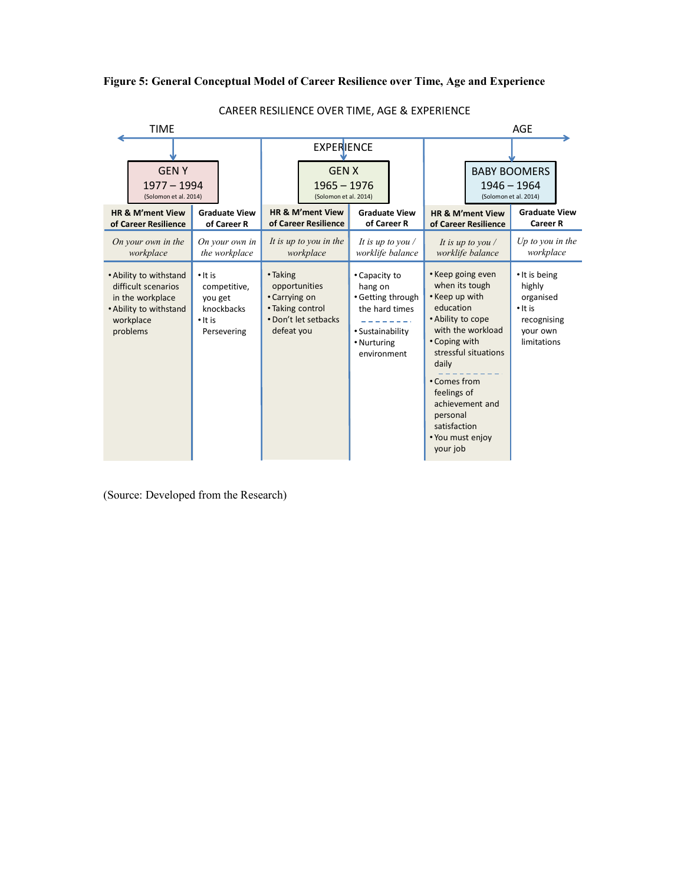**Figure 5: General Conceptual Model of Career Resilience over Time, Age and Experience**

CAREER RESILIENCE OVER TIME, AGE & EXPERIENCE

TIME ← EXPERIENCE → AGE

| GEN Y 1977 – 1994 (Solomon et al. 2014) | | GEN X 1965 – 1976 (Solomon et al. 2014) | | BABY BOOMERS 1946 – 1964 (Solomon et al. 2014) | |
|---|---|---|---|---|---|
| **HR & M'ment View of Career Resilience** | **Graduate View of Career R** | **HR & M'ment View of Career Resilience** | **Graduate View of Career R** | **HR & M'ment View of Career Resilience** | **Graduate View Career R** |
| *On your own in the workplace* | *On your own in the workplace* | *It is up to you in the workplace* | *It is up to you / worklife balance* | *It is up to you / worklife balance* | *Up to you in the workplace* |
| • Ability to withstand difficult scenarios in the workplace<br>• Ability to withstand workplace problems | • It is competitive, you get knockbacks<br>• It is Persevering | • Taking opportunities<br>• Carrying on<br>• Taking control<br>• Don't let setbacks defeat you | • Capacity to hang on<br>• Getting through the hard times<br>- - - - - - -<br>• Sustainability<br>• Nurturing environment | • Keep going even when its tough<br>• Keep up with education<br>• Ability to cope with the workload<br>• Coping with stressful situations daily<br>- - - - - - - - -<br>• Comes from feelings of achievement and personal satisfaction<br>• You must enjoy your job | • It is being highly organised<br>• It is recognising your own limitations |

(Source: Developed from the Research)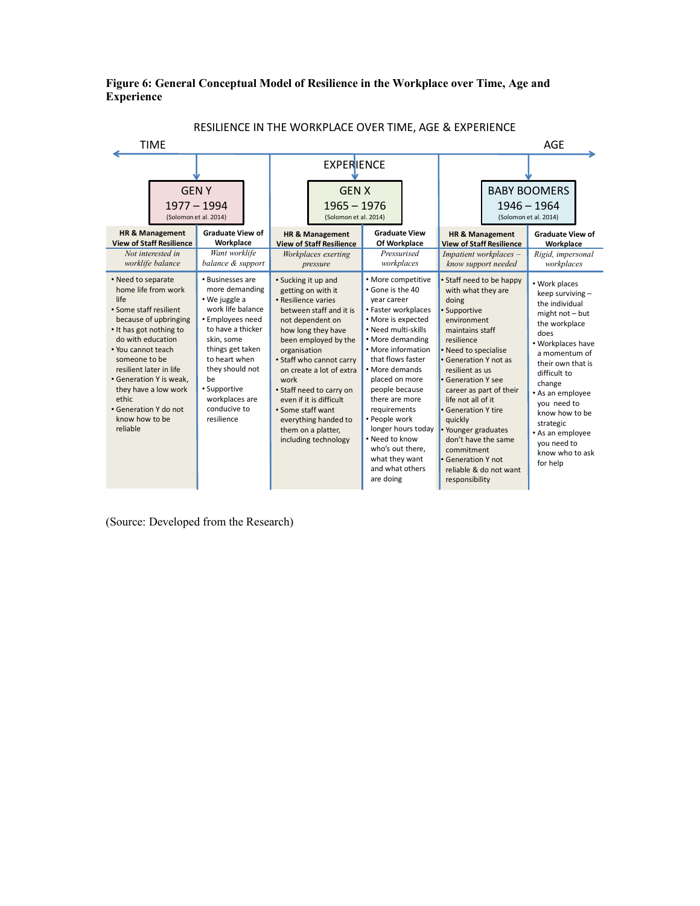**Figure 6: General Conceptual Model of Resilience in the Workplace over Time, Age and Experience**

RESILIENCE IN THE WORKPLACE OVER TIME, AGE & EXPERIENCE

TIME ← EXPERIENCE → AGE

| GEN Y 1977 – 1994 (Solomon et al. 2014) | | GEN X 1965 – 1976 (Solomon et al. 2014) | | BABY BOOMERS 1946 – 1964 (Solomon et al. 2014) | |
|---|---|---|---|---|---|
| **HR & Management View of Staff Resilience** | **Graduate View of Workplace** | **HR & Management View of Staff Resilience** | **Graduate View Of Workplace** | **HR & Management View of Staff Resilience** | **Graduate View of Workplace** |
| *Not interested in worklife balance* | *Want worklife balance & support* | *Workplaces exerting pressure* | *Pressurised workplaces* | *Impatient workplaces – know support needed* | *Rigid, impersonal workplaces* |
| • Need to separate home life from work life<br>• Some staff resilient because of upbringing<br>• It has got nothing to do with education<br>• You cannot teach someone to be resilient later in life<br>• Generation Y is weak, they have a low work ethic<br>• Generation Y do not know how to be reliable | • Businesses are more demanding<br>• We juggle a work life balance<br>• Employees need to have a thicker skin, some things get taken to heart when they should not be<br>• Supportive workplaces are conducive to resilience | • Sucking it up and getting on with it<br>• Resilience varies between staff and it is not dependent on how long they have been employed by the organisation<br>• Staff who cannot carry on create a lot of extra work<br>• Staff need to carry on even if it is difficult<br>• Some staff want everything handed to them on a platter, including technology | • More competitive<br>• Gone is the 40 year career<br>• Faster workplaces<br>• More is expected<br>• Need multi-skills<br>• More demanding<br>• More information that flows faster<br>• More demands placed on more people because there are more requirements<br>• People work longer hours today<br>• Need to know who's out there, what they want and what others are doing | • Staff need to be happy with what they are doing<br>• Supportive environment maintains staff resilience<br>• Need to specialise<br>• Generation Y not as resilient as us<br>• Generation Y see career as part of their life not all of it<br>• Generation Y tire quickly<br>• Younger graduates don't have the same commitment<br>• Generation Y not reliable & do not want responsibility | • Work places keep surviving – the individual might not – but the workplace does<br>• Workplaces have a momentum of their own that is difficult to change<br>• As an employee you need to know how to be strategic<br>• As an employee you need to know who to ask for help |

(Source: Developed from the Research)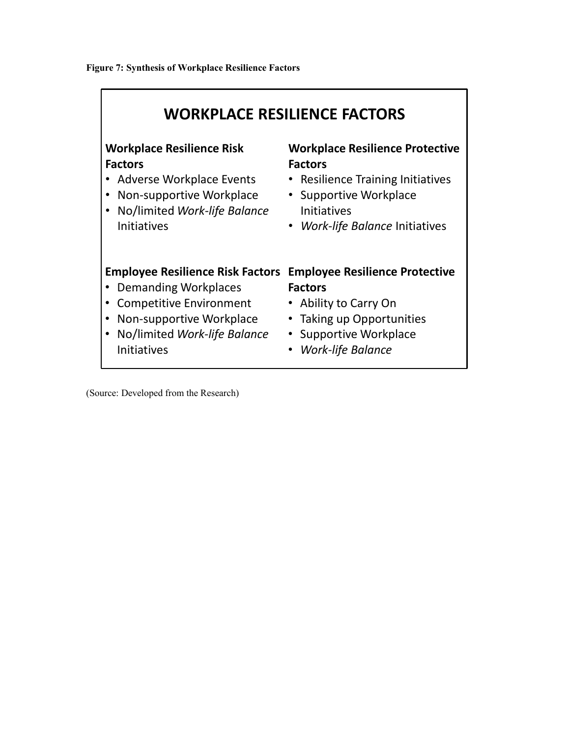**Figure 7: Synthesis of Workplace Resilience Factors**

## WORKPLACE RESILIENCE FACTORS

**Workplace Resilience Risk Factors**

- Adverse Workplace Events
- Non-supportive Workplace
- No/limited *Work-life Balance* Initiatives

**Workplace Resilience Protective Factors**

- Resilience Training Initiatives
- Supportive Workplace Initiatives
- *Work-life Balance* Initiatives

**Employee Resilience Risk Factors**

- Demanding Workplaces
- Competitive Environment
- Non-supportive Workplace
- No/limited *Work-life Balance* Initiatives

**Employee Resilience Protective Factors**

- Ability to Carry On
- Taking up Opportunities
- Supportive Workplace
- *Work-life Balance*

(Source: Developed from the Research)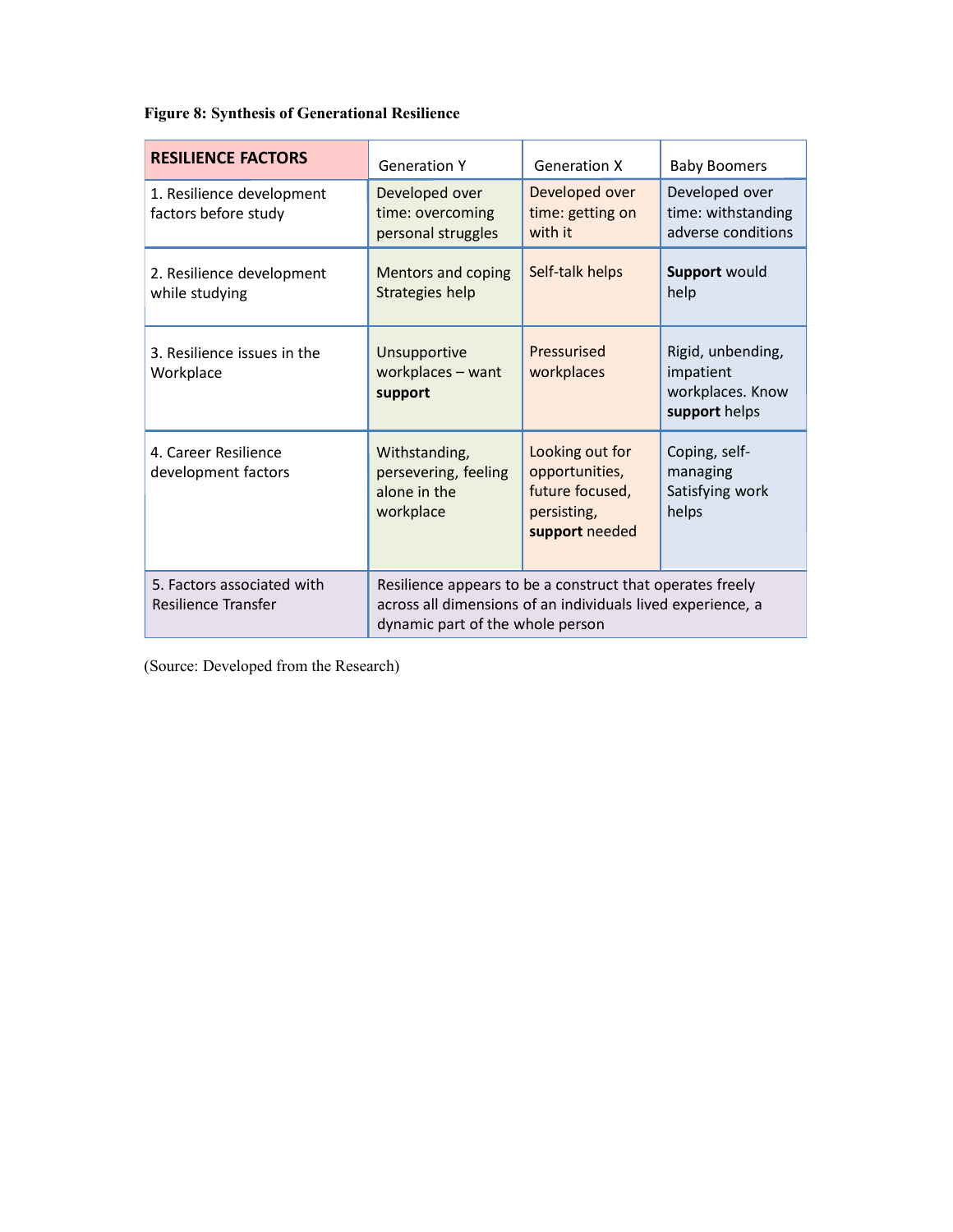**Figure 8: Synthesis of Generational Resilience**

| **RESILIENCE FACTORS** | Generation Y | Generation X | Baby Boomers |
|---|---|---|---|
| 1. Resilience development factors before study | Developed over time: overcoming personal struggles | Developed over time: getting on with it | Developed over time: withstanding adverse conditions |
| 2. Resilience development while studying | Mentors and coping Strategies help | Self-talk helps | **Support** would help |
| 3. Resilience issues in the Workplace | Unsupportive workplaces – want **support** | Pressurised workplaces | Rigid, unbending, impatient workplaces. Know **support** helps |
| 4. Career Resilience development factors | Withstanding, persevering, feeling alone in the workplace | Looking out for opportunities, future focused, persisting, **support** needed | Coping, self-managing Satisfying work helps |
| 5. Factors associated with Resilience Transfer | Resilience appears to be a construct that operates freely across all dimensions of an individuals lived experience, a dynamic part of the whole person | | |

(Source: Developed from the Research)